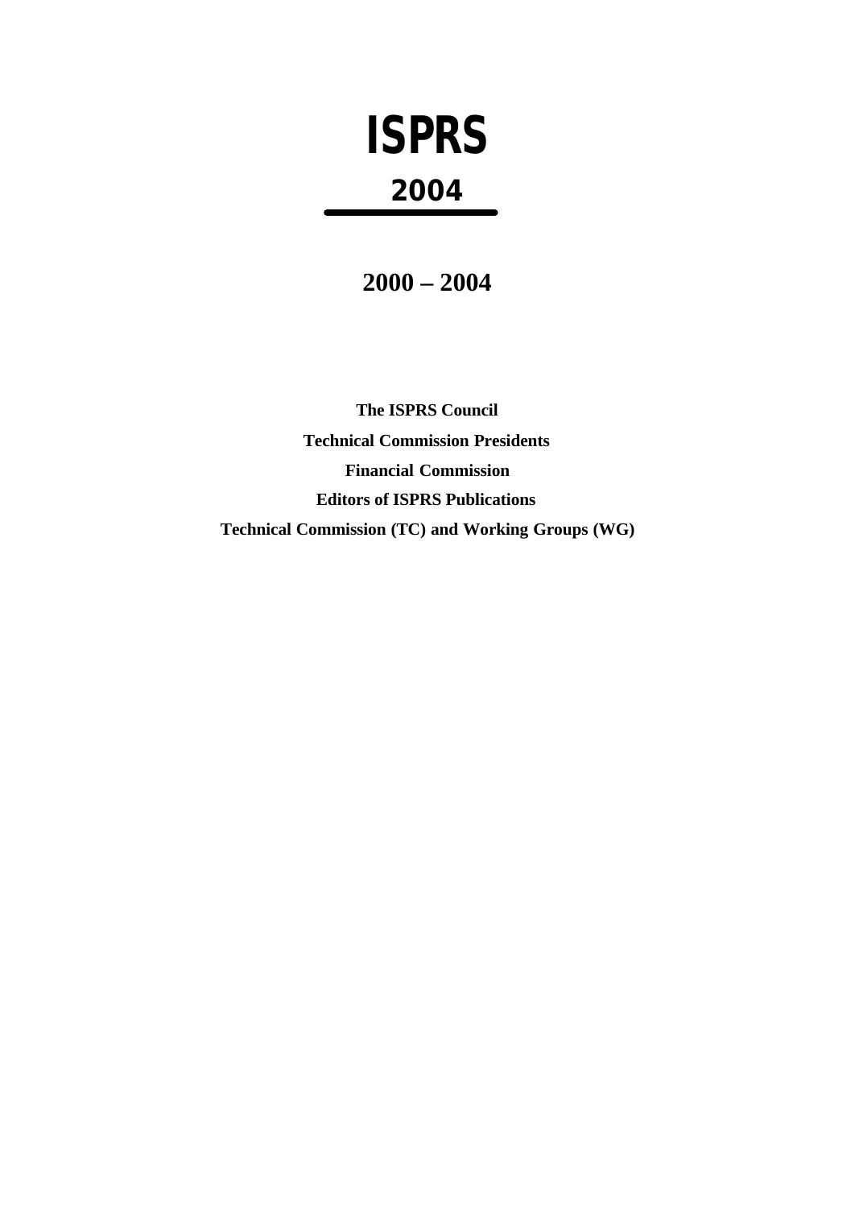# ISPRS

## 2004

---

## 2000 – 2004

**The ISPRS Council**

**Technical Commission Presidents**

**Financial Commission**

**Editors of ISPRS Publications**

**Technical Commission (TC) and Working Groups (WG)**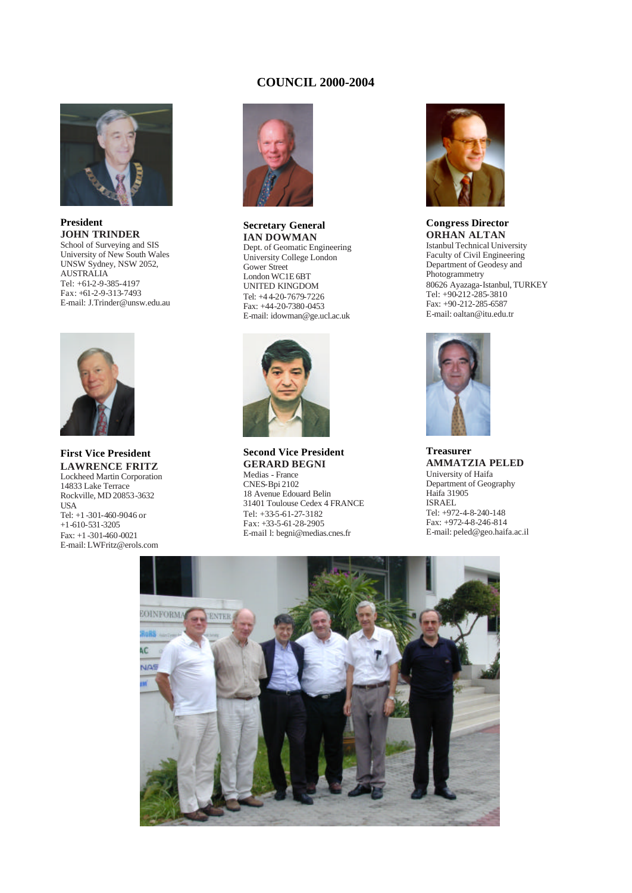# COUNCIL 2000-2004

**President**
**JOHN TRINDER**
School of Surveying and SIS
University of New South Wales
UNSW Sydney, NSW 2052,
AUSTRALIA
Tel: +61-2-9-385-4197
Fax: +61-2-9-313-7493
E-mail: J.Trinder@unsw.edu.au

**Secretary General**
**IAN DOWMAN**
Dept. of Geomatic Engineering
University College London
Gower Street
London WC1E 6BT
UNITED KINGDOM
Tel: +44-20-7679-7226
Fax: +44-20-7380-0453
E-mail: idowman@ge.ucl.ac.uk

**Congress Director**
**ORHAN ALTAN**
Istanbul Technical University
Faculty of Civil Engineering
Department of Geodesy and Photogrammetry
80626 Ayazaga-Istanbul, TURKEY
Tel: +90-212-285-3810
Fax: +90-212-285-6587
E-mail: oaltan@itu.edu.tr

**First Vice President**
**LAWRENCE FRITZ**
Lockheed Martin Corporation
14833 Lake Terrace
Rockville, MD 20853-3632
USA
Tel: +1-301-460-9046 or
+1-610-531-3205
Fax: +1-301-460-0021
E-mail: LWFritz@erols.com

**Second Vice President**
**GERARD BEGNI**
Medias - France
CNES-Bpi 2102
18 Avenue Edouard Belin
31401 Toulouse Cedex 4 FRANCE
Tel: +33-5-61-27-3182
Fax: +33-5-61-28-2905
E-mail l: begni@medias.cnes.fr

**Treasurer**
**AMMATZIA PELED**
University of Haifa
Department of Geography
Haifa 31905
ISRAEL
Tel: +972-4-8-240-148
Fax: +972-4-8-246-814
E-mail: peled@geo.haifa.ac.il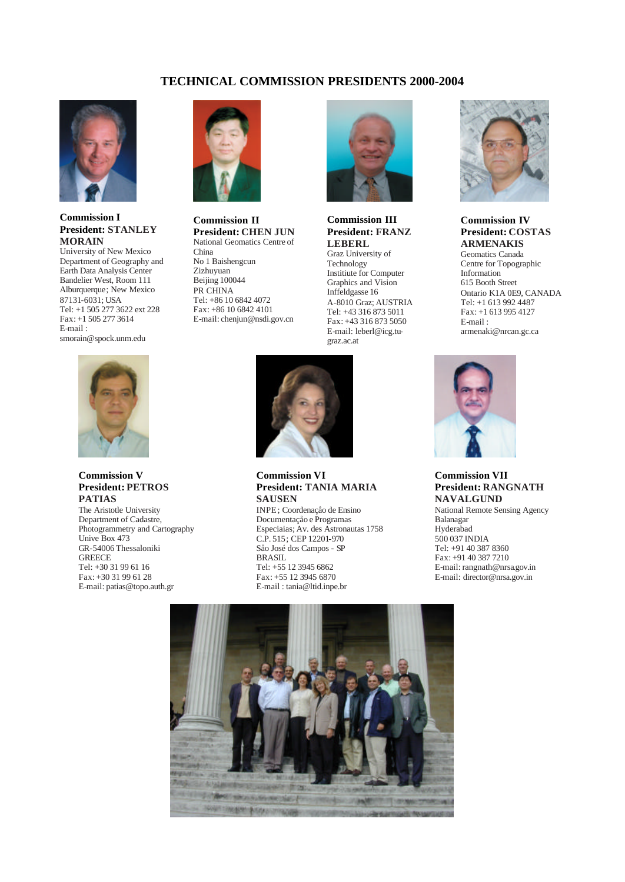# TECHNICAL COMMISSION PRESIDENTS 2000-2004

**Commission I**
**President: STANLEY MORAIN**
University of New Mexico
Department of Geography and Earth Data Analysis Center
Bandelier West, Room 111
Alburquerque; New Mexico
87131-6031; USA
Tel: +1 505 277 3622 ext 228
Fax: +1 505 277 3614
E-mail :
smorain@spock.unm.edu

**Commission II**
**President: CHEN JUN**
National Geomatics Centre of China
No 1 Baishengcun
Zizhuyuan
Beijing 100044
PR CHINA
Tel: +86 10 6842 4072
Fax: +86 10 6842 4101
E-mail: chenjun@nsdi.gov.cn

**Commission III**
**President: FRANZ LEBERL**
Graz University of Technology
Institiute for Computer Graphics and Vision
Inffeldgasse 16
A-8010 Graz; AUSTRIA
Tel: +43 316 873 5011
Fax: +43 316 873 5050
E-mail: leberl@icg.tu-graz.ac.at

**Commission IV**
**President: COSTAS ARMENAKIS**
Geomatics Canada
Centre for Topographic Information
615 Booth Street
Ontario K1A 0E9, CANADA
Tel: +1 613 992 4487
Fax: +1 613 995 4127
E-mail :
armenaki@nrcan.gc.ca

**Commission V**
**President: PETROS PATIAS**
The Aristotle University
Department of Cadastre, Photogrammetry and Cartography
Unive Box 473
GR-54006 Thessaloniki
GREECE
Tel: +30 31 99 61 16
Fax: +30 31 99 61 28
E-mail: patias@topo.auth.gr

**Commission VI**
**President: TANIA MARIA SAUSEN**
INPE ; Coordenação de Ensino
Documentaçâo e Programas
Especiaias; Av. des Astronautas 1758
C.P. 515 ; CEP 12201-970
Sâo José dos Campos - SP
BRASIL
Tel: +55 12 3945 6862
Fax: +55 12 3945 6870
E-mail : tania@ltid.inpe.br

**Commission VII**
**President: RANGNATH NAVALGUND**
National Remote Sensing Agency
Balanagar
Hyderabad
500 037 INDIA
Tel: +91 40 387 8360
Fax: +91 40 387 7210
E-mail: rangnath@nrsa.gov.in
E-mail: director@nrsa.gov.in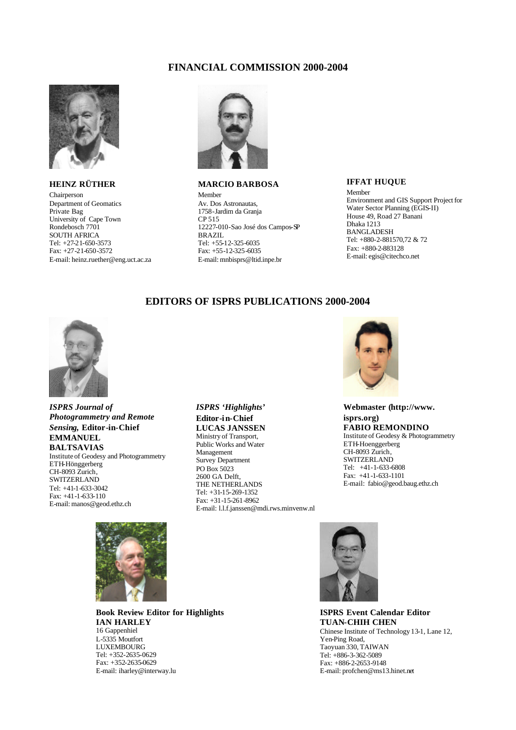## FINANCIAL COMMISSION 2000-2004

**HEINZ RÜTHER**
Chairperson
Department of Geomatics
Private Bag
University of Cape Town
Rondebosch 7701
SOUTH AFRICA
Tel: +27-21-650-3573
Fax: +27-21-650-3572
E-mail: heinz.ruether@eng.uct.ac.za

**MARCIO BARBOSA**
Member
Av. Dos Astronautas,
1758-Jardim da Granja
CP 515
12227-010-Sao José dos Campos-SP
BRAZIL
Tel: +55-12-325-6035
Fax: +55-12-325-6035
E-mail: mnbisprs@ltid.inpe.br

**IFFAT HUQUE**
Member
Environment and GIS Support Project for Water Sector Planning (EGIS-II)
House 49, Road 27 Banani
Dhaka 1213
BANGLADESH
Tel: +880-2-881570,72 & 72
Fax: +880-2-883128
E-mail: egis@citechco.net

## EDITORS OF ISPRS PUBLICATIONS 2000-2004

***ISPRS Journal of Photogrammetry and Remote Sensing*, Editor-in-Chief**
**EMMANUEL BALTSAVIAS**
Institute of Geodesy and Photogrammetry
ETH-Hönggerberg
CH-8093 Zurich,
SWITZERLAND
Tel: +41-1-633-3042
Fax: +41-1-633-110
E-mail: manos@geod.ethz.ch

***ISPRS 'Highlights'* Editor-in-Chief**
**LUCAS JANSSEN**
Ministry of Transport, Public Works and Water Management
Survey Department
PO Box 5023
2600 GA Delft,
THE NETHERLANDS
Tel: +31-15-269-1352
Fax: +31-15-261-8962
E-mail: l.l.f.janssen@mdi.rws.minvenw.nl

**Webmaster (http://www.isprs.org)**
**FABIO REMONDINO**
Institute of Geodesy & Photogrammetry
ETH-Hoenggerberg
CH-8093 Zurich,
SWITZERLAND
Tel: +41-1-633-6808
Fax: +41-1-633-1101
E-mail: fabio@geod.baug.ethz.ch

**Book Review Editor for Highlights**
**IAN HARLEY**
16 Gappenhiel
L-5335 Moutfort
LUXEMBOURG
Tel: +352-2635-0629
Fax: +352-2635-0629
E-mail: iharley@interway.lu

**ISPRS Event Calendar Editor**
**TUAN-CHIH CHEN**
Chinese Institute of Technology 13-1, Lane 12, Yen-Ping Road,
Taoyuan 330, TAIWAN
Tel: +886-3-362-5089
Fax: +886-2-2653-9148
E-mail: profchen@ms13.hinet.net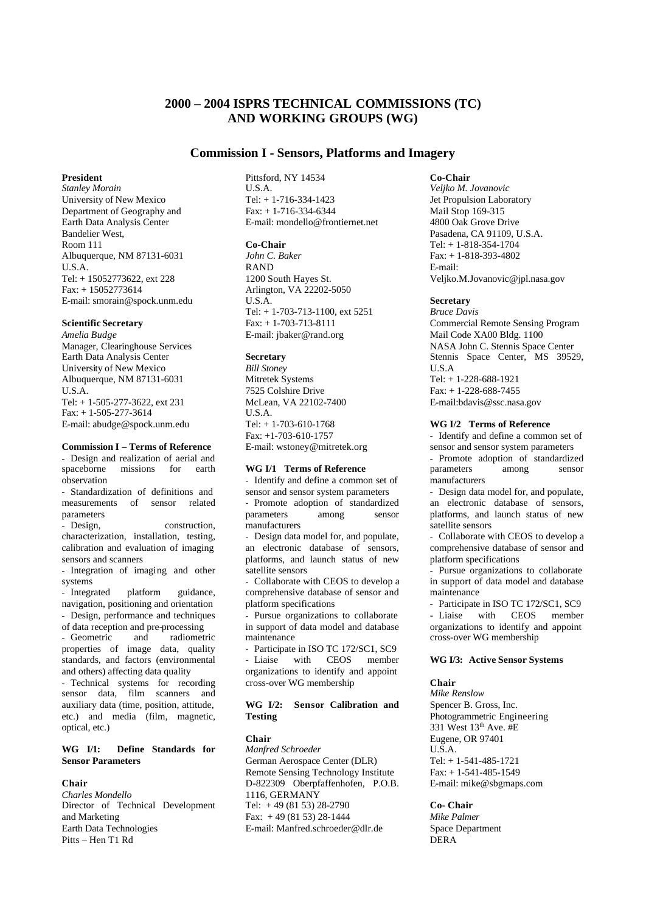# 2000 – 2004 ISPRS TECHNICAL COMMISSIONS (TC) AND WORKING GROUPS (WG)

## Commission I - Sensors, Platforms and Imagery

**President**
*Stanley Morain*
University of New Mexico
Department of Geography and Earth Data Analysis Center
Bandelier West,
Room 111
Albuquerque, NM 87131-6031
U.S.A.
Tel: + 15052773622, ext 228
Fax: + 15052773614
E-mail: smorain@spock.unm.edu

**Scientific Secretary**
*Amelia Budge*
Manager, Clearinghouse Services
Earth Data Analysis Center
University of New Mexico
Albuquerque, NM 87131-6031
U.S.A.
Tel: + 1-505-277-3622, ext 231
Fax: + 1-505-277-3614
E-mail: abudge@spock.unm.edu

**Commission I – Terms of Reference**

- Design and realization of aerial and spaceborne missions for earth observation
- Standardization of definitions and measurements of sensor related parameters
- Design, construction, characterization, installation, testing, calibration and evaluation of imaging sensors and scanners
- Integration of imaging and other systems
- Integrated platform guidance, navigation, positioning and orientation
- Design, performance and techniques of data reception and pre-processing
- Geometric and radiometric properties of image data, quality standards, and factors (environmental and others) affecting data quality
- Technical systems for recording sensor data, film scanners and auxiliary data (time, position, attitude, etc.) and media (film, magnetic, optical, etc.)

**WG I/1: Define Standards for Sensor Parameters**

**Chair**
*Charles Mondello*
Director of Technical Development and Marketing
Earth Data Technologies
Pitts – Hen T1 Rd
Pittsford, NY 14534
U.S.A.
Tel: + 1-716-334-1423
Fax: + 1-716-334-6344
E-mail: mondello@frontiernet.net

**Co-Chair**
*John C. Baker*
RAND
1200 South Hayes St.
Arlington, VA 22202-5050
U.S.A.
Tel: + 1-703-713-1100, ext 5251
Fax: + 1-703-713-8111
E-mail: jbaker@rand.org

**Secretary**
*Bill Stoney*
Mitretek Systems
7525 Colshire Drive
McLean, VA 22102-7400
U.S.A.
Tel: + 1-703-610-1768
Fax: +1-703-610-1757
E-mail: wstoney@mitretek.org

**WG I/1 Terms of Reference**

- Identify and define a common set of sensor and sensor system parameters
- Promote adoption of standardized parameters among sensor manufacturers
- Design data model for, and populate, an electronic database of sensors, platforms, and launch status of new satellite sensors
- Collaborate with CEOS to develop a comprehensive database of sensor and platform specifications
- Pursue organizations to collaborate in support of data model and database maintenance
- Participate in ISO TC 172/SC1, SC9
- Liaise with CEOS member organizations to identify and appoint cross-over WG membership

**WG I/2: Sensor Calibration and Testing**

**Chair**
*Manfred Schroeder*
German Aerospace Center (DLR)
Remote Sensing Technology Institute
D-822309 Oberpfaffenhofen, P.O.B. 1116, GERMANY
Tel: + 49 (81 53) 28-2790
Fax: + 49 (81 53) 28-1444
E-mail: Manfred.schroeder@dlr.de

**Co-Chair**
*Veljko M. Jovanovic*
Jet Propulsion Laboratory
Mail Stop 169-315
4800 Oak Grove Drive
Pasadena, CA 91109, U.S.A.
Tel: + 1-818-354-1704
Fax: + 1-818-393-4802
E-mail: Veljko.M.Jovanovic@jpl.nasa.gov

**Secretary**
*Bruce Davis*
Commercial Remote Sensing Program
Mail Code XA00 Bldg. 1100
NASA John C. Stennis Space Center
Stennis Space Center, MS 39529, U.S.A
Tel: + 1-228-688-1921
Fax: + 1-228-688-7455
E-mail:bdavis@ssc.nasa.gov

**WG I/2 Terms of Reference**

- Identify and define a common set of sensor and sensor system parameters
- Promote adoption of standardized parameters among sensor manufacturers
- Design data model for, and populate, an electronic database of sensors, platforms, and launch status of new satellite sensors
- Collaborate with CEOS to develop a comprehensive database of sensor and platform specifications
- Pursue organizations to collaborate in support of data model and database maintenance
- Participate in ISO TC 172/SC1, SC9
- Liaise with CEOS member organizations to identify and appoint cross-over WG membership

**WG I/3: Active Sensor Systems**

**Chair**
*Mike Renslow*
Spencer B. Gross, Inc.
Photogrammetric Engineering
331 West 13th Ave. #E
Eugene, OR 97401
U.S.A.
Tel: + 1-541-485-1721
Fax: + 1-541-485-1549
E-mail: mike@sbgmaps.com

**Co- Chair**
*Mike Palmer*
Space Department
DERA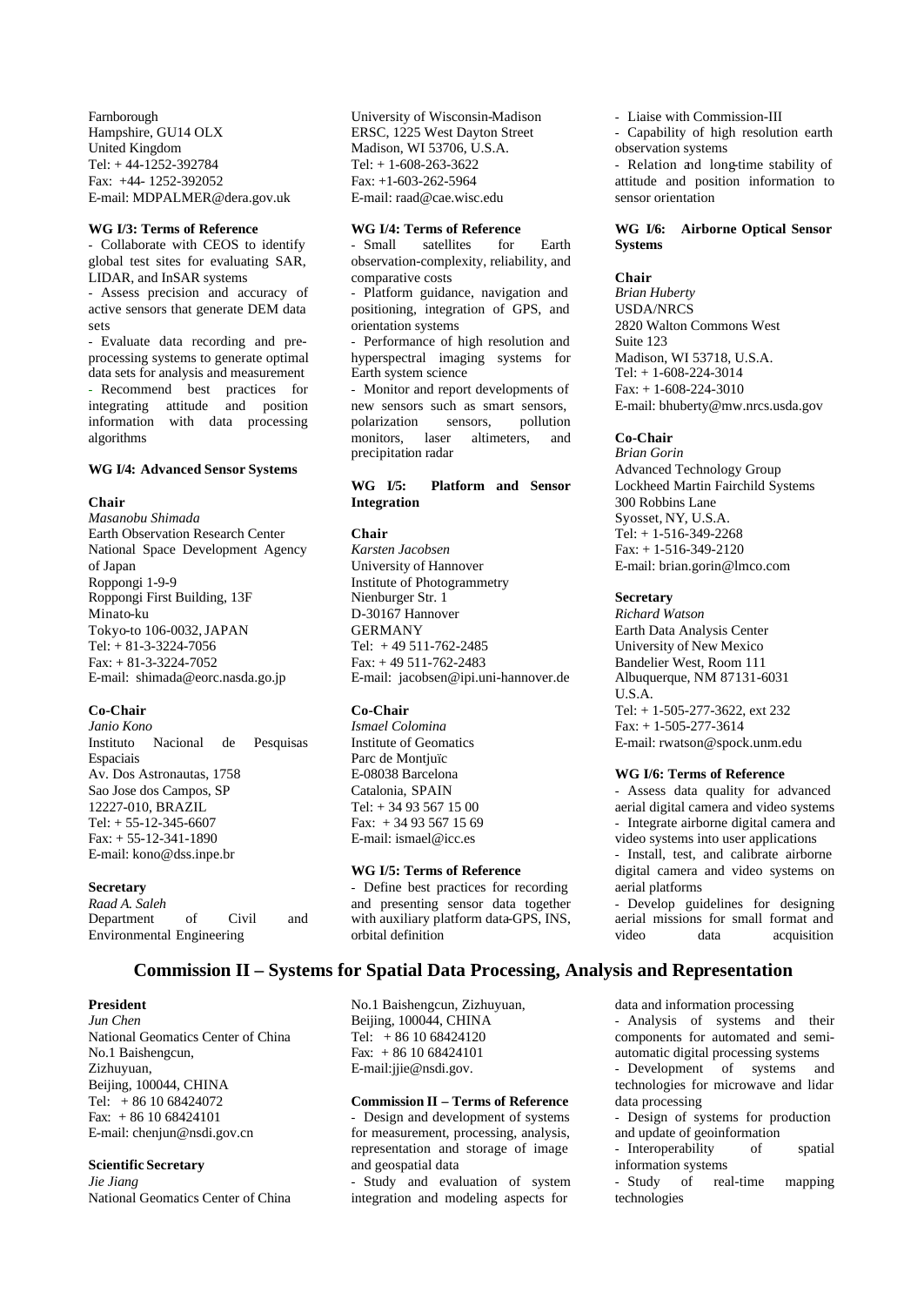Farnborough
Hampshire, GU14 OLX
United Kingdom
Tel: + 44-1252-392784
Fax: +44- 1252-392052
E-mail: MDPALMER@dera.gov.uk

**WG I/3: Terms of Reference**

- Collaborate with CEOS to identify global test sites for evaluating SAR, LIDAR, and InSAR systems
- Assess precision and accuracy of active sensors that generate DEM data sets
- Evaluate data recording and pre-processing systems to generate optimal data sets for analysis and measurement
- Recommend best practices for integrating attitude and position information with data processing algorithms

**WG I/4: Advanced Sensor Systems**

**Chair**
*Masanobu Shimada*
Earth Observation Research Center
National Space Development Agency of Japan
Roppongi 1-9-9
Roppongi First Building, 13F
Minato-ku
Tokyo-to 106-0032, JAPAN
Tel: + 81-3-3224-7056
Fax: + 81-3-3224-7052
E-mail: shimada@eorc.nasda.go.jp

**Co-Chair**
*Janio Kono*
Instituto Nacional de Pesquisas Espaciais
Av. Dos Astronautas, 1758
Sao Jose dos Campos, SP
12227-010, BRAZIL
Tel: + 55-12-345-6607
Fax: + 55-12-341-1890
E-mail: kono@dss.inpe.br

**Secretary**
*Raad A. Saleh*
Department of Civil and Environmental Engineering
University of Wisconsin-Madison
ERSC, 1225 West Dayton Street
Madison, WI 53706, U.S.A.
Tel: + 1-608-263-3622
Fax: +1-603-262-5964
E-mail: raad@cae.wisc.edu

**WG I/4: Terms of Reference**

- Small satellites for Earth observation-complexity, reliability, and comparative costs
- Platform guidance, navigation and positioning, integration of GPS, and orientation systems
- Performance of high resolution and hyperspectral imaging systems for Earth system science
- Monitor and report developments of new sensors such as smart sensors, polarization sensors, pollution monitors, laser altimeters, and precipitation radar

**WG I/5: Platform and Sensor Integration**

**Chair**
*Karsten Jacobsen*
University of Hannover
Institute of Photogrammetry
Nienburger Str. 1
D-30167 Hannover
GERMANY
Tel: + 49 511-762-2485
Fax: + 49 511-762-2483
E-mail: jacobsen@ipi.uni-hannover.de

**Co-Chair**
*Ismael Colomina*
Institute of Geomatics
Parc de Montjuïc
E-08038 Barcelona
Catalonia, SPAIN
Tel: + 34 93 567 15 00
Fax: + 34 93 567 15 69
E-mail: ismael@icc.es

**WG I/5: Terms of Reference**

- Define best practices for recording and presenting sensor data together with auxiliary platform data-GPS, INS, orbital definition
- Liaise with Commission-III
- Capability of high resolution earth observation systems
- Relation and long-time stability of attitude and position information to sensor orientation

**WG I/6: Airborne Optical Sensor Systems**

**Chair**
*Brian Huberty*
USDA/NRCS
2820 Walton Commons West
Suite 123
Madison, WI 53718, U.S.A.
Tel: + 1-608-224-3014
Fax: + 1-608-224-3010
E-mail: bhuberty@mw.nrcs.usda.gov

**Co-Chair**
*Brian Gorin*
Advanced Technology Group
Lockheed Martin Fairchild Systems
300 Robbins Lane
Syosset, NY, U.S.A.
Tel: + 1-516-349-2268
Fax: + 1-516-349-2120
E-mail: brian.gorin@lmco.com

**Secretary**
*Richard Watson*
Earth Data Analysis Center
University of New Mexico
Bandelier West, Room 111
Albuquerque, NM 87131-6031
U.S.A.
Tel: + 1-505-277-3622, ext 232
Fax: + 1-505-277-3614
E-mail: rwatson@spock.unm.edu

**WG I/6: Terms of Reference**

- Assess data quality for advanced aerial digital camera and video systems
- Integrate airborne digital camera and video systems into user applications
- Install, test, and calibrate airborne digital camera and video systems on aerial platforms
- Develop guidelines for designing aerial missions for small format and video data acquisition

## Commission II – Systems for Spatial Data Processing, Analysis and Representation

**President**
*Jun Chen*
National Geomatics Center of China
No.1 Baishengcun,
Zizhuyuan,
Beijing, 100044, CHINA
Tel: + 86 10 68424072
Fax: + 86 10 68424101
E-mail: chenjun@nsdi.gov.cn

**Scientific Secretary**
*Jie Jiang*
National Geomatics Center of China
No.1 Baishengcun, Zizhuyuan,
Beijing, 100044, CHINA
Tel: + 86 10 68424120
Fax: + 86 10 68424101
E-mail:jjie@nsdi.gov.

**Commission II – Terms of Reference**

- Design and development of systems for measurement, processing, analysis, representation and storage of image and geospatial data
- Study and evaluation of system integration and modeling aspects for data and information processing
- Analysis of systems and their components for automated and semi-automatic digital processing systems
- Development of systems and technologies for microwave and lidar data processing
- Design of systems for production and update of geoinformation
- Interoperability of spatial information systems
- Study of real-time mapping technologies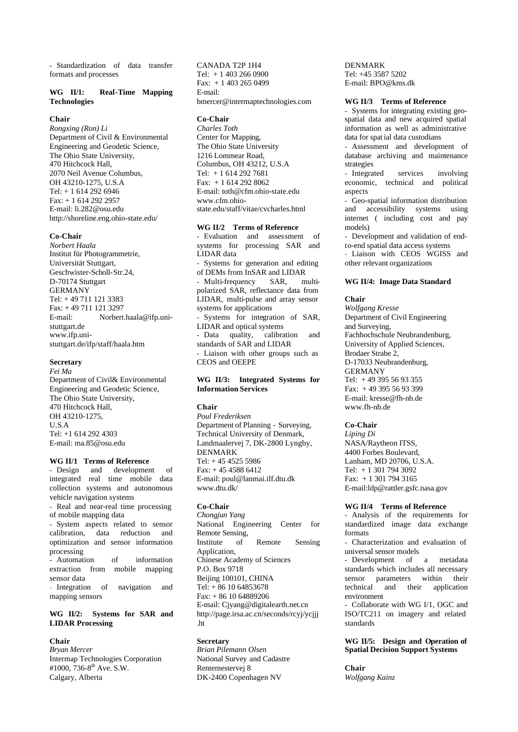- Standardization of data transfer formats and processes

### WG II/1: Real-Time Mapping Technologies

**Chair**

*Rongxing (Ron) Li*
Department of Civil & Environmental Engineering and Geodetic Science,
The Ohio State University,
470 Hitchcock Hall,
2070 Neil Avenue Columbus,
OH 43210-1275, U.S.A
Tel: + 1 614 292 6946
Fax: + 1 614 292 2957
E-mail: li.282@osu.edu
http://shoreline.eng.ohio-state.edu/

**Co-Chair**

*Norbert Haala*
Institut für Photogrammetrie,
Universität Stuttgart,
Geschwister-Scholl-Str.24,
D-70174 Stuttgart
GERMANY
Tel: + 49 711 121 3383
Fax: + 49 711 121 3297
E-mail: Norbert.haala@ifp.uni-stuttgart.de
www.ifp.uni-stuttgart.de/ifp/staff/haala.htm

**Secretary**

*Fei Ma*
Department of Civil& Environmental Engineering and Geodetic Science,
The Ohio State University,
470 Hitchcock Hall,
OH 43210-1275,
U.S.A
Tel: +1 614 292 4303
E-mail: ma.85@osu.edu

**WG II/1 Terms of Reference**

- Design and development of integrated real time mobile data collection systems and autonomous vehicle navigation systems
- Real and near-real time processing of mobile mapping data
- System aspects related to sensor calibration, data reduction and optimization and sensor information processing
- Automation of information extraction from mobile mapping sensor data
- Integration of navigation and mapping sensors

### WG II/2: Systems for SAR and LIDAR Processing

**Chair**

*Bryan Mercer*
Intermap Technologies Corporation
#1000, 736-8th Ave. S.W.
Calgary, Alberta
CANADA T2P 1H4
Tel: + 1 403 266 0900
Fax: + 1 403 265 0499
E-mail:
bmercer@intermaptechnologies.com

**Co-Chair**

*Charles Toth*
Center for Mapping,
The Ohio State University
1216 Lommear Road,
Columbus, OH 43212, U.S.A
Tel: + 1 614 292 7681
Fax: + 1 614 292 8062
E-mail: toth@cfm.ohio-state.edu
www.cfm.ohio-state.edu/staff/vitae/cvcharles.html

**WG II/2 Terms of Reference**

- Evaluation and assessment of systems for processing SAR and LIDAR data
- Systems for generation and editing of DEMs from InSAR and LIDAR
- Multi-frequency SAR, multi-polarized SAR, reflectance data from LIDAR, multi-pulse and array sensor systems for applications
- Systems for integration of SAR, LIDAR and optical systems
- Data quality, calibration and standards of SAR and LIDAR
- Liaison with other groups such as CEOS and OEEPE

### WG II/3: Integrated Systems for Information Services

**Chair**

*Poul Frederiksen*
Department of Planning - Surveying,
Technical University of Denmark,
Landmaalervej 7, DK-2800 Lyngby,
DENMARK
Tel: + 45 4525 5986
Fax: + 45 4588 6412
E-mail: poul@lanmai.ilf.dtu.dk
www.dtu.dk/

**Co-Chair**

*Chongjun Yang*
National Engineering Center for Remote Sensing,
Institute of Remote Sensing Application,
Chinese Academy of Sciences
P.O. Box 9718
Beijing 100101, CHINA
Tel: + 86 10 64853678
Fax: + 86 10 64889206
E-mail: Cjyang@digitalearth.net.cn
http://page.irsa.ac.cn/seconds/rcyj/ycjjj.ht

**Secretary**

*Brian Pilemann Olsen*
National Survey and Cadastre
Rentemestervej 8
DK-2400 Copenhagen NV
DENMARK
Tel: +45 3587 5202
E-mail: BPO@kms.dk

**WG II/3 Terms of Reference**

- Systems for integrating existing geo-spatial data and new acquired spatial information as well as administrative data for spatial data custodians
- Assessment and development of database archiving and maintenance strategies
- Integrated services involving economic, technical and political aspects
- Geo-spatial information distribution and accessibility systems using internet ( including cost and pay models)
- Development and validation of end-to-end spatial data access systems
- Liaison with CEOS WGISS and other relevant organizations

### WG II/4: Image Data Standard

**Chair**

*Wolfgang Kresse*
Department of Civil Engineering and Surveying,
Fachhochschule Neubrandenburg,
University of Applied Sciences,
Brodaer Strabe 2,
D-17033 Neubrandenburg,
GERMANY
Tel: + 49 395 56 93 355
Fax: + 49 395 56 93 399
E-mail: kresse@fh-nb.de
www.fh-nb.de

**Co-Chair**

*Liping Di*
NASA/Raytheon ITSS,
4400 Forbes Boulevard,
Lanham, MD 20706, U.S.A.
Tel: + 1 301 794 3092
Fax: + 1 301 794 3165
E-mail:ldp@rattler.gsfc.nasa.gov

**WG II/4 Terms of Reference**

- Analysis of the requirements for standardized image data exchange formats
- Characterization and evaluation of universal sensor models
- Development of a metadata standards which includes all necessary sensor parameters within their technical and their application environment
- Collaborate with WG I/1, OGC and ISO/TC211 on imagery and related standards

### WG II/5: Design and Operation of Spatial Decision Support Systems

**Chair**

*Wolfgang Kainz*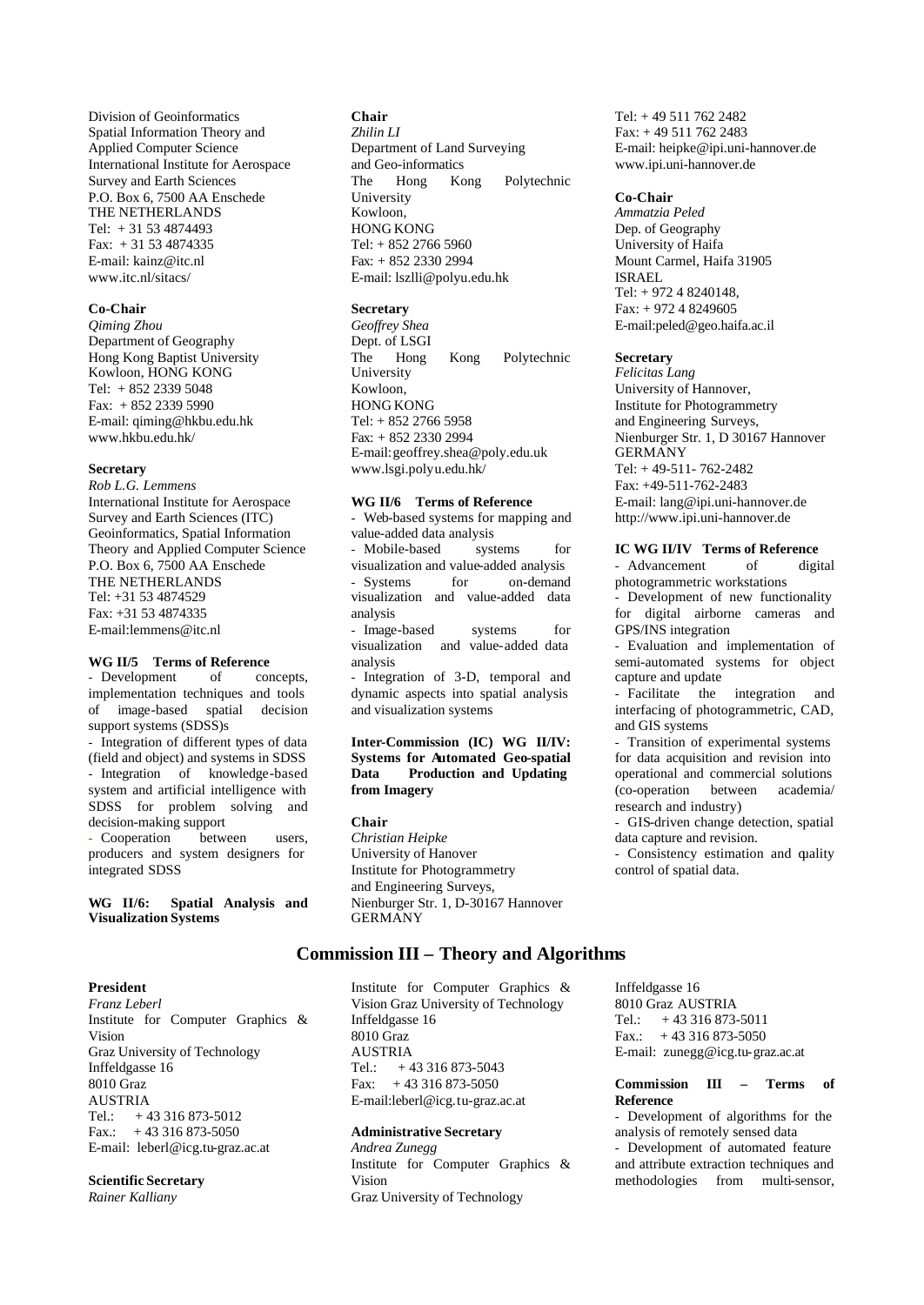Division of Geoinformatics
Spatial Information Theory and Applied Computer Science
International Institute for Aerospace Survey and Earth Sciences
P.O. Box 6, 7500 AA Enschede
THE NETHERLANDS
Tel: + 31 53 4874493
Fax: + 31 53 4874335
E-mail: kainz@itc.nl
www.itc.nl/sitacs/

**Co-Chair**
*Qiming Zhou*
Department of Geography
Hong Kong Baptist University
Kowloon, HONG KONG
Tel: + 852 2339 5048
Fax: + 852 2339 5990
E-mail: qiming@hkbu.edu.hk
www.hkbu.edu.hk/

**Secretary**
*Rob L.G. Lemmens*
International Institute for Aerospace Survey and Earth Sciences (ITC)
Geoinformatics, Spatial Information Theory and Applied Computer Science
P.O. Box 6, 7500 AA Enschede
THE NETHERLANDS
Tel: +31 53 4874529
Fax: +31 53 4874335
E-mail:lemmens@itc.nl

**WG II/5 Terms of Reference**

- Development of concepts, implementation techniques and tools of image-based spatial decision support systems (SDSS)s
- Integration of different types of data (field and object) and systems in SDSS
- Integration of knowledge-based system and artificial intelligence with SDSS for problem solving and decision-making support
- Cooperation between users, producers and system designers for integrated SDSS

**WG II/6: Spatial Analysis and Visualization Systems**

**Chair**
*Zhilin LI*
Department of Land Surveying and Geo-informatics
The Hong Kong Polytechnic University
Kowloon,
HONG KONG
Tel: + 852 2766 5960
Fax: + 852 2330 2994
E-mail: lszlli@polyu.edu.hk

**Secretary**
*Geoffrey Shea*
Dept. of LSGI
The Hong Kong Polytechnic University
Kowloon,
HONG KONG
Tel: + 852 2766 5958
Fax: + 852 2330 2994
E-mail:geoffrey.shea@poly.edu.uk
www.lsgi.polyu.edu.hk/

**WG II/6 Terms of Reference**

- Web-based systems for mapping and value-added data analysis
- Mobile-based systems for visualization and value-added analysis
- Systems for on-demand visualization and value-added data analysis
- Image-based systems for visualization and value-added data analysis
- Integration of 3-D, temporal and dynamic aspects into spatial analysis and visualization systems

**Inter-Commission (IC) WG II/IV: Systems for Automated Geo-spatial Data Production and Updating from Imagery**

**Chair**
*Christian Heipke*
University of Hanover
Institute for Photogrammetry and Engineering Surveys,
Nienburger Str. 1, D-30167 Hannover
GERMANY
Tel: + 49 511 762 2482
Fax: + 49 511 762 2483
E-mail: heipke@ipi.uni-hannover.de
www.ipi.uni-hannover.de

**Co-Chair**
*Ammatzia Peled*
Dep. of Geography
University of Haifa
Mount Carmel, Haifa 31905
ISRAEL
Tel: + 972 4 8240148,
Fax: + 972 4 8249605
E-mail:peled@geo.haifa.ac.il

**Secretary**
*Felicitas Lang*
University of Hannover,
Institute for Photogrammetry and Engineering Surveys,
Nienburger Str. 1, D 30167 Hannover
GERMANY
Tel: + 49-511- 762-2482
Fax: +49-511-762-2483
E-mail: lang@ipi.uni-hannover.de
http://www.ipi.uni-hannover.de

**IC WG II/IV Terms of Reference**

- Advancement of digital photogrammetric workstations
- Development of new functionality for digital airborne cameras and GPS/INS integration
- Evaluation and implementation of semi-automated systems for object capture and update
- Facilitate the integration and interfacing of photogrammetric, CAD, and GIS systems
- Transition of experimental systems for data acquisition and revision into operational and commercial solutions (co-operation between academia/ research and industry)
- GIS-driven change detection, spatial data capture and revision.
- Consistency estimation and quality control of spatial data.

## Commission III – Theory and Algorithms

**President**
*Franz Leberl*
Institute for Computer Graphics & Vision
Graz University of Technology
Inffeldgasse 16
8010 Graz
AUSTRIA
Tel.: + 43 316 873-5012
Fax.: + 43 316 873-5050
E-mail: leberl@icg.tu-graz.ac.at

**Scientific Secretary**
*Rainer Kalliany*
Institute for Computer Graphics & Vision Graz University of Technology
Inffeldgasse 16
8010 Graz
AUSTRIA
Tel.: + 43 316 873-5043
Fax: + 43 316 873-5050
E-mail:leberl@icg.tu-graz.ac.at

**Administrative Secretary**
*Andrea Zunegg*
Institute for Computer Graphics & Vision
Graz University of Technology
Inffeldgasse 16
8010 Graz AUSTRIA
Tel.: + 43 316 873-5011
Fax.: + 43 316 873-5050
E-mail: zunegg@icg.tu-graz.ac.at

**Commission III – Terms of Reference**

- Development of algorithms for the analysis of remotely sensed data
- Development of automated feature and attribute extraction techniques and methodologies from multi-sensor,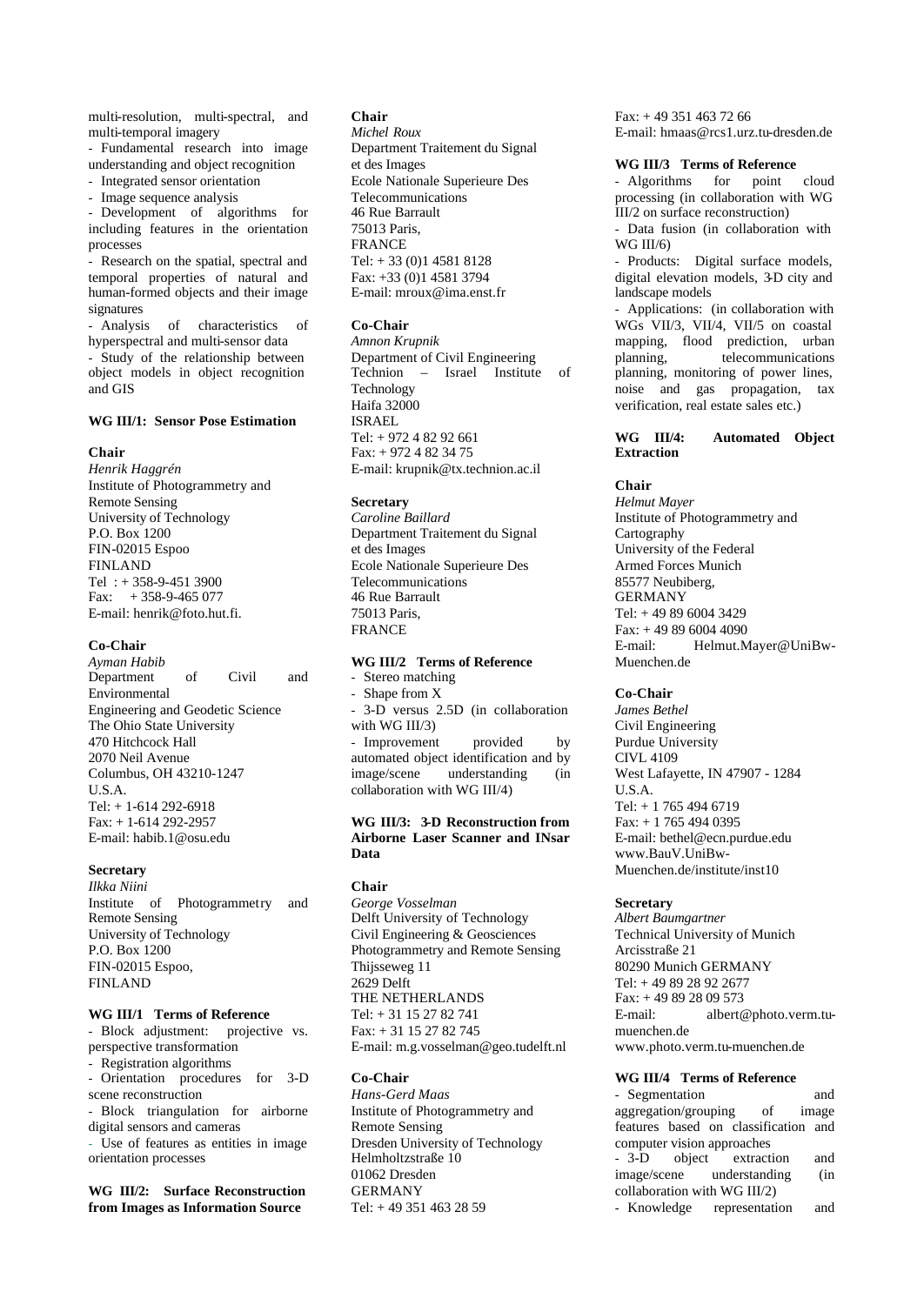multi-resolution, multi-spectral, and multi-temporal imagery
- Fundamental research into image understanding and object recognition
- Integrated sensor orientation
- Image sequence analysis
- Development of algorithms for including features in the orientation processes
- Research on the spatial, spectral and temporal properties of natural and human-formed objects and their image signatures
- Analysis of characteristics of hyperspectral and multi-sensor data
- Study of the relationship between object models in object recognition and GIS

**WG III/1: Sensor Pose Estimation**

**Chair**
*Henrik Haggrén*
Institute of Photogrammetry and Remote Sensing
University of Technology
P.O. Box 1200
FIN-02015 Espoo
FINLAND
Tel : + 358-9-451 3900
Fax: + 358-9-465 077
E-mail: henrik@foto.hut.fi.

**Co-Chair**
*Ayman Habib*
Department of Civil and Environmental
Engineering and Geodetic Science
The Ohio State University
470 Hitchcock Hall
2070 Neil Avenue
Columbus, OH 43210-1247
U.S.A.
Tel: + 1-614 292-6918
Fax: + 1-614 292-2957
E-mail: habib.1@osu.edu

**Secretary**
*Ilkka Niini*
Institute of Photogrammetry and Remote Sensing
University of Technology
P.O. Box 1200
FIN-02015 Espoo,
FINLAND

**WG III/1 Terms of Reference**
- Block adjustment: projective vs. perspective transformation
- Registration algorithms
- Orientation procedures for 3-D scene reconstruction
- Block triangulation for airborne digital sensors and cameras
- Use of features as entities in image orientation processes

**WG III/2: Surface Reconstruction from Images as Information Source**

**Chair**
*Michel Roux*
Department Traitement du Signal et des Images
Ecole Nationale Superieure Des Telecommunications
46 Rue Barrault
75013 Paris,
FRANCE
Tel: + 33 (0)1 4581 8128
Fax: +33 (0)1 4581 3794
E-mail: mroux@ima.enst.fr

**Co-Chair**
*Amnon Krupnik*
Department of Civil Engineering
Technion – Israel Institute of Technology
Haifa 32000
ISRAEL
Tel: + 972 4 82 92 661
Fax: + 972 4 82 34 75
E-mail: krupnik@tx.technion.ac.il

**Secretary**
*Caroline Baillard*
Department Traitement du Signal et des Images
Ecole Nationale Superieure Des Telecommunications
46 Rue Barrault
75013 Paris,
FRANCE

**WG III/2 Terms of Reference**
- Stereo matching
- Shape from X
- 3-D versus 2.5D (in collaboration with WG III/3)
- Improvement provided by automated object identification and by image/scene understanding (in collaboration with WG III/4)

**WG III/3: 3-D Reconstruction from Airborne Laser Scanner and INsar Data**

**Chair**
*George Vosselman*
Delft University of Technology
Civil Engineering & Geosciences
Photogrammetry and Remote Sensing
Thijsseweg 11
2629 Delft
THE NETHERLANDS
Tel: + 31 15 27 82 741
Fax: + 31 15 27 82 745
E-mail: m.g.vosselman@geo.tudelft.nl

**Co-Chair**
*Hans-Gerd Maas*
Institute of Photogrammetry and Remote Sensing
Dresden University of Technology
Helmholtzstraße 10
01062 Dresden
GERMANY
Tel: + 49 351 463 28 59
Fax: + 49 351 463 72 66
E-mail: hmaas@rcs1.urz.tu-dresden.de

**WG III/3 Terms of Reference**
- Algorithms for point cloud processing (in collaboration with WG III/2 on surface reconstruction)
- Data fusion (in collaboration with WG III/6)
- Products: Digital surface models, digital elevation models, 3-D city and landscape models
- Applications: (in collaboration with WGs VII/3, VII/4, VII/5 on coastal mapping, flood prediction, urban planning, telecommunications planning, monitoring of power lines, noise and gas propagation, tax verification, real estate sales etc.)

**WG III/4: Automated Object Extraction**

**Chair**
*Helmut Mayer*
Institute of Photogrammetry and Cartography
University of the Federal Armed Forces Munich
85577 Neubiberg,
GERMANY
Tel: + 49 89 6004 3429
Fax: + 49 89 6004 4090
E-mail: Helmut.Mayer@UniBw-Muenchen.de

**Co-Chair**
*James Bethel*
Civil Engineering
Purdue University
CIVL 4109
West Lafayette, IN 47907 - 1284
U.S.A.
Tel: + 1 765 494 6719
Fax: + 1 765 494 0395
E-mail: bethel@ecn.purdue.edu
www.BauV.UniBw-Muenchen.de/institute/inst10

**Secretary**
*Albert Baumgartner*
Technical University of Munich
Arcisstraße 21
80290 Munich GERMANY
Tel: + 49 89 28 92 2677
Fax: + 49 89 28 09 573
E-mail: albert@photo.verm.tu-muenchen.de
www.photo.verm.tu-muenchen.de

**WG III/4 Terms of Reference**
- Segmentation and aggregation/grouping of image features based on classification and computer vision approaches
- 3-D object extraction and image/scene understanding (in collaboration with WG III/2)
- Knowledge representation and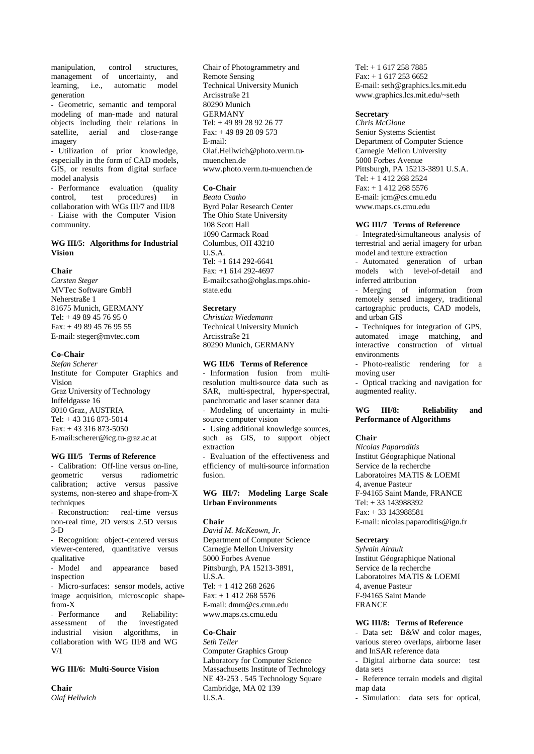manipulation, control structures, management of uncertainty, and learning, i.e., automatic model generation

- Geometric, semantic and temporal modeling of man-made and natural objects including their relations in satellite, aerial and close-range imagery
- Utilization of prior knowledge, especially in the form of CAD models, GIS, or results from digital surface model analysis
- Performance evaluation (quality control, test procedures) in collaboration with WGs III/7 and III/8
- Liaise with the Computer Vision community.

### WG III/5: Algorithms for Industrial Vision

**Chair**
*Carsten Steger*
MVTec Software GmbH
Neherstraße 1
81675 Munich, GERMANY
Tel: + 49 89 45 76 95 0
Fax: + 49 89 45 76 95 55
E-mail: steger@mvtec.com

**Co-Chair**
*Stefan Scherer*
Institute for Computer Graphics and Vision
Graz University of Technology
Inffeldgasse 16
8010 Graz, AUSTRIA
Tel: + 43 316 873-5014
Fax: + 43 316 873-5050
E-mail:scherer@icg.tu-graz.ac.at

**WG III/5 Terms of Reference**

- Calibration: Off-line versus on-line, geometric versus radiometric calibration; active versus passive systems, non-stereo and shape-from-X techniques
- Reconstruction: real-time versus non-real time, 2D versus 2.5D versus 3-D
- Recognition: object-centered versus viewer-centered, quantitative versus qualitative
- Model and appearance based inspection
- Micro-surfaces: sensor models, active image acquisition, microscopic shape-from-X
- Performance and Reliability: assessment of the investigated industrial vision algorithms, in collaboration with WG III/8 and WG V/1

### WG III/6: Multi-Source Vision

**Chair**
*Olaf Hellwich*
Chair of Photogrammetry and Remote Sensing
Technical University Munich
Arcisstraße 21
80290 Munich
GERMANY
Tel: + 49 89 28 92 26 77
Fax: + 49 89 28 09 573
E-mail: Olaf.Hellwich@photo.verm.tu-muenchen.de
www.photo.verm.tu-muenchen.de

**Co-Chair**
*Beata Csatho*
Byrd Polar Research Center
The Ohio State University
108 Scott Hall
1090 Carmack Road
Columbus, OH 43210
U.S.A.
Tel: +1 614 292-6641
Fax: +1 614 292-4697
E-mail:csatho@ohglas.mps.ohio-state.edu

**Secretary**
*Christian Wiedemann*
Technical University Munich
Arcisstraße 21
80290 Munich, GERMANY

**WG III/6 Terms of Reference**

- Information fusion from multi-resolution multi-source data such as SAR, multi-spectral, hyper-spectral, panchromatic and laser scanner data
- Modeling of uncertainty in multi-source computer vision
- Using additional knowledge sources, such as GIS, to support object extraction
- Evaluation of the effectiveness and efficiency of multi-source information fusion.

### WG III/7: Modeling Large Scale Urban Environments

**Chair**
*David M. McKeown, Jr.*
Department of Computer Science
Carnegie Mellon University
5000 Forbes Avenue
Pittsburgh, PA 15213-3891,
U.S.A.
Tel: + 1 412 268 2626
Fax: + 1 412 268 5576
E-mail: dmm@cs.cmu.edu
www.maps.cs.cmu.edu

**Co-Chair**
*Seth Teller*
Computer Graphics Group
Laboratory for Computer Science
Massachusetts Institute of Technology
NE 43-253 . 545 Technology Square
Cambridge, MA 02 139
U.S.A.
Tel: + 1 617 258 7885
Fax: + 1 617 253 6652
E-mail: seth@graphics.lcs.mit.edu
www.graphics.lcs.mit.edu/~seth

**Secretary**
*Chris McGlone*
Senior Systems Scientist
Department of Computer Science
Carnegie Mellon University
5000 Forbes Avenue
Pittsburgh, PA 15213-3891 U.S.A.
Tel: + 1 412 268 2524
Fax: + 1 412 268 5576
E-mail: jcm@cs.cmu.edu
www.maps.cs.cmu.edu

**WG III/7 Terms of Reference**

- Integrated/simultaneous analysis of terrestrial and aerial imagery for urban model and texture extraction
- Automated generation of urban models with level-of-detail and inferred attribution
- Merging of information from remotely sensed imagery, traditional cartographic products, CAD models, and urban GIS
- Techniques for integration of GPS, automated image matching, and interactive construction of virtual environments
- Photo-realistic rendering for a moving user
- Optical tracking and navigation for augmented reality.

### WG III/8: Reliability and Performance of Algorithms

**Chair**
*Nicolas Paparoditis*
Institut Géographique National
Service de la recherche
Laboratoires MATIS & LOEMI
4, avenue Pasteur
F-94165 Saint Mande, FRANCE
Tel: + 33 143988392
Fax: + 33 143988581
E-mail: nicolas.paparoditis@ign.fr

**Secretary**
*Sylvain Airault*
Institut Géographique National
Service de la recherche
Laboratoires MATIS & LOEMI
4, avenue Pasteur
F-94165 Saint Mande
FRANCE

**WG III/8: Terms of Reference**

- Data set: B&W and color mages, various stereo overlaps, airborne laser and InSAR reference data
- Digital airborne data source: test data sets
- Reference terrain models and digital map data
- Simulation: data sets for optical,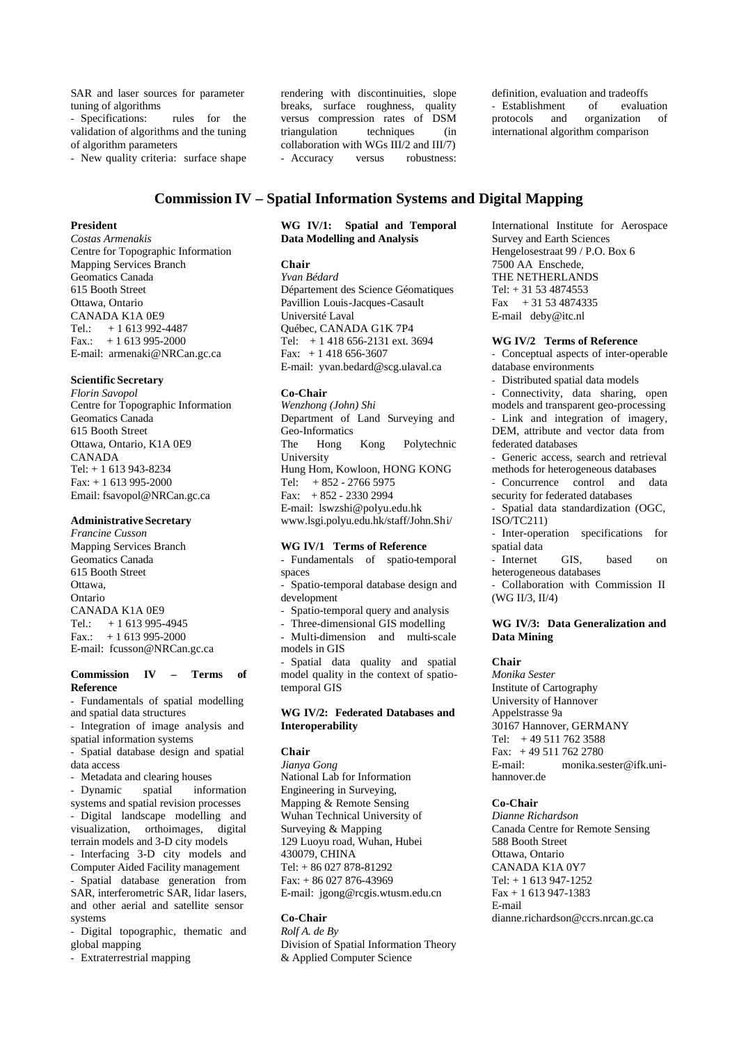SAR and laser sources for parameter tuning of algorithms
- Specifications: rules for the validation of algorithms and the tuning of algorithm parameters
- New quality criteria: surface shape rendering with discontinuities, slope breaks, surface roughness, quality versus compression rates of DSM triangulation techniques (in collaboration with WGs III/2 and III/7)
- Accuracy versus robustness: definition, evaluation and tradeoffs
- Establishment of evaluation protocols and organization of international algorithm comparison

## Commission IV – Spatial Information Systems and Digital Mapping

**President**
*Costas Armenakis*
Centre for Topographic Information
Mapping Services Branch
Geomatics Canada
615 Booth Street
Ottawa, Ontario
CANADA K1A 0E9
Tel.: + 1 613 992-4487
Fax.: + 1 613 995-2000
E-mail: armenaki@NRCan.gc.ca

**Scientific Secretary**
*Florin Savopol*
Centre for Topographic Information
Geomatics Canada
615 Booth Street
Ottawa, Ontario, K1A 0E9
CANADA
Tel: + 1 613 943-8234
Fax: + 1 613 995-2000
Email: fsavopol@NRCan.gc.ca

**Administrative Secretary**
*Francine Cusson*
Mapping Services Branch
Geomatics Canada
615 Booth Street
Ottawa,
Ontario
CANADA K1A 0E9
Tel.: + 1 613 995-4945
Fax.: + 1 613 995-2000
E-mail: fcusson@NRCan.gc.ca

**Commission IV – Terms of Reference**
- Fundamentals of spatial modelling and spatial data structures
- Integration of image analysis and spatial information systems
- Spatial database design and spatial data access
- Metadata and clearing houses
- Dynamic spatial information systems and spatial revision processes
- Digital landscape modelling and visualization, orthoimages, digital terrain models and 3-D city models
- Interfacing 3-D city models and Computer Aided Facility management
- Spatial database generation from SAR, interferometric SAR, lidar lasers, and other aerial and satellite sensor systems
- Digital topographic, thematic and global mapping
- Extraterrestrial mapping

**WG IV/1: Spatial and Temporal Data Modelling and Analysis**

**Chair**
*Yvan Bédard*
Département des Science Géomatiques
Pavillion Louis-Jacques-Casault
Université Laval
Québec, CANADA G1K 7P4
Tel: + 1 418 656-2131 ext. 3694
Fax: + 1 418 656-3607
E-mail: yvan.bedard@scg.ulaval.ca

**Co-Chair**
*Wenzhong (John) Shi*
Department of Land Surveying and Geo-Informatics
The Hong Kong Polytechnic University
Hung Hom, Kowloon, HONG KONG
Tel: + 852 - 2766 5975
Fax: + 852 - 2330 2994
E-mail: lswzshi@polyu.edu.hk
www.lsgi.polyu.edu.hk/staff/John.Shi/

**WG IV/1 Terms of Reference**
- Fundamentals of spatio-temporal spaces
- Spatio-temporal database design and development
- Spatio-temporal query and analysis
- Three-dimensional GIS modelling
- Multi-dimension and multi-scale models in GIS
- Spatial data quality and spatial model quality in the context of spatio-temporal GIS

**WG IV/2: Federated Databases and Interoperability**

**Chair**
*Jianya Gong*
National Lab for Information Engineering in Surveying, Mapping & Remote Sensing
Wuhan Technical University of Surveying & Mapping
129 Luoyu road, Wuhan, Hubei
430079, CHINA
Tel: + 86 027 878-81292
Fax: + 86 027 876-43969
E-mail: jgong@rcgis.wtusm.edu.cn

**Co-Chair**
*Rolf A. de By*
Division of Spatial Information Theory & Applied Computer Science
International Institute for Aerospace Survey and Earth Sciences
Hengelosestraat 99 / P.O. Box 6
7500 AA Enschede,
THE NETHERLANDS
Tel: + 31 53 4874553
Fax + 31 53 4874335
E-mail deby@itc.nl

**WG IV/2 Terms of Reference**
- Conceptual aspects of inter-operable database environments
- Distributed spatial data models
- Connectivity, data sharing, open models and transparent geo-processing
- Link and integration of imagery, DEM, attribute and vector data from federated databases
- Generic access, search and retrieval methods for heterogeneous databases
- Concurrence control and data security for federated databases
- Spatial data standardization (OGC, ISO/TC211)
- Inter-operation specifications for spatial data
- Internet GIS, based on heterogeneous databases
- Collaboration with Commission II (WG II/3, II/4)

**WG IV/3: Data Generalization and Data Mining**

**Chair**
*Monika Sester*
Institute of Cartography
University of Hannover
Appelstrasse 9a
30167 Hannover, GERMANY
Tel: + 49 511 762 3588
Fax: + 49 511 762 2780
E-mail: monika.sester@ifk.uni-hannover.de

**Co-Chair**
*Dianne Richardson*
Canada Centre for Remote Sensing
588 Booth Street
Ottawa, Ontario
CANADA K1A 0Y7
Tel: + 1 613 947-1252
Fax + 1 613 947-1383
E-mail
dianne.richardson@ccrs.nrcan.gc.ca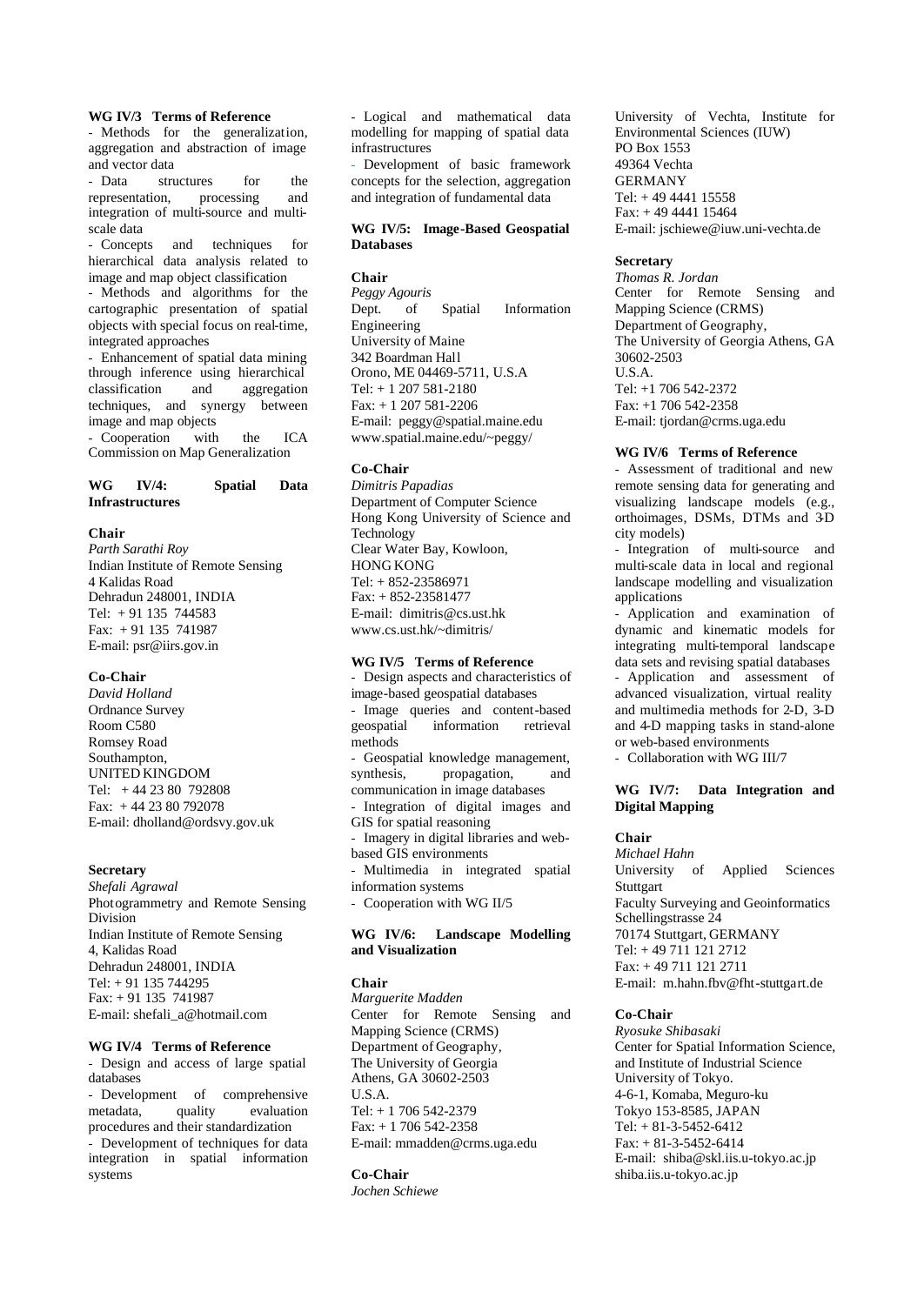**WG IV/3 Terms of Reference**

- Methods for the generalization, aggregation and abstraction of image and vector data
- Data structures for the representation, processing and integration of multi-source and multi-scale data
- Concepts and techniques for hierarchical data analysis related to image and map object classification
- Methods and algorithms for the cartographic presentation of spatial objects with special focus on real-time, integrated approaches
- Enhancement of spatial data mining through inference using hierarchical classification and aggregation techniques, and synergy between image and map objects
- Cooperation with the ICA Commission on Map Generalization

## WG IV/4: Spatial Data Infrastructures

**Chair**
*Parth Sarathi Roy*
Indian Institute of Remote Sensing
4 Kalidas Road
Dehradun 248001, INDIA
Tel: + 91 135 744583
Fax: + 91 135 741987
E-mail: psr@iirs.gov.in

**Co-Chair**
*David Holland*
Ordnance Survey
Room C580
Romsey Road
Southampton,
UNITED KINGDOM
Tel: + 44 23 80 792808
Fax: + 44 23 80 792078
E-mail: dholland@ordsvy.gov.uk

**Secretary**
*Shefali Agrawal*
Photogrammetry and Remote Sensing Division
Indian Institute of Remote Sensing
4, Kalidas Road
Dehradun 248001, INDIA
Tel: + 91 135 744295
Fax: + 91 135 741987
E-mail: shefali_a@hotmail.com

**WG IV/4 Terms of Reference**

- Design and access of large spatial databases
- Development of comprehensive metadata, quality evaluation procedures and their standardization
- Development of techniques for data integration in spatial information systems
- Logical and mathematical data modelling for mapping of spatial data infrastructures
- Development of basic framework concepts for the selection, aggregation and integration of fundamental data

## WG IV/5: Image-Based Geospatial Databases

**Chair**
*Peggy Agouris*
Dept. of Spatial Information Engineering
University of Maine
342 Boardman Hall
Orono, ME 04469-5711, U.S.A
Tel: + 1 207 581-2180
Fax: + 1 207 581-2206
E-mail: peggy@spatial.maine.edu
www.spatial.maine.edu/~peggy/

**Co-Chair**
*Dimitris Papadias*
Department of Computer Science
Hong Kong University of Science and Technology
Clear Water Bay, Kowloon,
HONG KONG
Tel: + 852-23586971
Fax: + 852-23581477
E-mail: dimitris@cs.ust.hk
www.cs.ust.hk/~dimitris/

**WG IV/5 Terms of Reference**

- Design aspects and characteristics of image-based geospatial databases
- Image queries and content-based geospatial information retrieval methods
- Geospatial knowledge management, synthesis, propagation, and communication in image databases
- Integration of digital images and GIS for spatial reasoning
- Imagery in digital libraries and web-based GIS environments
- Multimedia in integrated spatial information systems
- Cooperation with WG II/5

## WG IV/6: Landscape Modelling and Visualization

**Chair**
*Marguerite Madden*
Center for Remote Sensing and Mapping Science (CRMS)
Department of Geography,
The University of Georgia
Athens, GA 30602-2503
U.S.A.
Tel: + 1 706 542-2379
Fax: + 1 706 542-2358
E-mail: mmadden@crms.uga.edu

**Co-Chair**
*Jochen Schiewe*
University of Vechta, Institute for Environmental Sciences (IUW)
PO Box 1553
49364 Vechta
GERMANY
Tel: + 49 4441 15558
Fax: + 49 4441 15464
E-mail: jschiewe@iuw.uni-vechta.de

**Secretary**
*Thomas R. Jordan*
Center for Remote Sensing and Mapping Science (CRMS)
Department of Geography,
The University of Georgia Athens, GA 30602-2503
U.S.A.
Tel: +1 706 542-2372
Fax: +1 706 542-2358
E-mail: tjordan@crms.uga.edu

**WG IV/6 Terms of Reference**

- Assessment of traditional and new remote sensing data for generating and visualizing landscape models (e.g., orthoimages, DSMs, DTMs and 3-D city models)
- Integration of multi-source and multi-scale data in local and regional landscape modelling and visualization applications
- Application and examination of dynamic and kinematic models for integrating multi-temporal landscape data sets and revising spatial databases
- Application and assessment of advanced visualization, virtual reality and multimedia methods for 2-D, 3-D and 4-D mapping tasks in stand-alone or web-based environments
- Collaboration with WG III/7

## WG IV/7: Data Integration and Digital Mapping

**Chair**
*Michael Hahn*
University of Applied Sciences Stuttgart
Faculty Surveying and Geoinformatics
Schellingstrasse 24
70174 Stuttgart, GERMANY
Tel: + 49 711 121 2712
Fax: + 49 711 121 2711
E-mail: m.hahn.fbv@fht-stuttgart.de

**Co-Chair**
*Ryosuke Shibasaki*
Center for Spatial Information Science, and Institute of Industrial Science
University of Tokyo.
4-6-1, Komaba, Meguro-ku
Tokyo 153-8585, JAPAN
Tel: + 81-3-5452-6412
Fax: + 81-3-5452-6414
E-mail: shiba@skl.iis.u-tokyo.ac.jp
shiba.iis.u-tokyo.ac.jp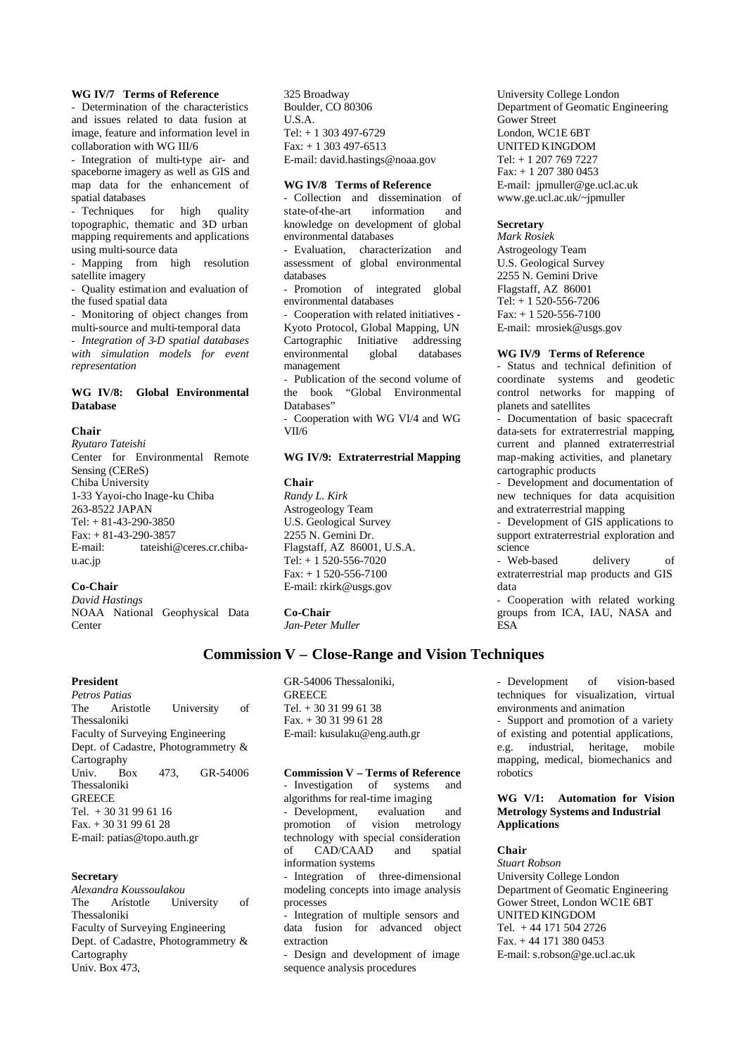**WG IV/7 Terms of Reference**

- Determination of the characteristics and issues related to data fusion at image, feature and information level in collaboration with WG III/6
- Integration of multi-type air- and spaceborne imagery as well as GIS and map data for the enhancement of spatial databases
- Techniques for high quality topographic, thematic and 3D urban mapping requirements and applications using multi-source data
- Mapping from high resolution satellite imagery
- Quality estimation and evaluation of the fused spatial data
- Monitoring of object changes from multi-source and multi-temporal data
- *Integration of 3-D spatial databases with simulation models for event representation*

**WG IV/8: Global Environmental Database**

**Chair**
*Ryutaro Tateishi*
Center for Environmental Remote Sensing (CEReS)
Chiba University
1-33 Yayoi-cho Inage-ku Chiba
263-8522 JAPAN
Tel: + 81-43-290-3850
Fax: + 81-43-290-3857
E-mail: tateishi@ceres.cr.chiba-u.ac.jp

**Co-Chair**
*David Hastings*
NOAA National Geophysical Data Center
325 Broadway
Boulder, CO 80306
U.S.A.
Tel: + 1 303 497-6729
Fax: + 1 303 497-6513
E-mail: david.hastings@noaa.gov

**WG IV/8 Terms of Reference**

- Collection and dissemination of state-of-the-art information and knowledge on development of global environmental databases
- Evaluation, characterization and assessment of global environmental databases
- Promotion of integrated global environmental databases
- Cooperation with related initiatives - Kyoto Protocol, Global Mapping, UN Cartographic Initiative addressing environmental global databases management
- Publication of the second volume of the book "Global Environmental Databases"
- Cooperation with WG VI/4 and WG VII/6

**WG IV/9: Extraterrestrial Mapping**

**Chair**
*Randy L. Kirk*
Astrogeology Team
U.S. Geological Survey
2255 N. Gemini Dr.
Flagstaff, AZ 86001, U.S.A.
Tel: + 1 520-556-7020
Fax: + 1 520-556-7100
E-mail: rkirk@usgs.gov

**Co-Chair**
*Jan-Peter Muller*
University College London
Department of Geomatic Engineering
Gower Street
London, WC1E 6BT
UNITED KINGDOM
Tel: + 1 207 769 7227
Fax: + 1 207 380 0453
E-mail: jpmuller@ge.ucl.ac.uk
www.ge.ucl.ac.uk/~jpmuller

**Secretary**
*Mark Rosiek*
Astrogeology Team
U.S. Geological Survey
2255 N. Gemini Drive
Flagstaff, AZ 86001
Tel: + 1 520-556-7206
Fax: + 1 520-556-7100
E-mail: mrosiek@usgs.gov

**WG IV/9 Terms of Reference**

- Status and technical definition of coordinate systems and geodetic control networks for mapping of planets and satellites
- Documentation of basic spacecraft data-sets for extraterrestrial mapping, current and planned extraterrestrial map-making activities, and planetary cartographic products
- Development and documentation of new techniques for data acquisition and extraterrestrial mapping
- Development of GIS applications to support extraterrestrial exploration and science
- Web-based delivery of extraterrestrial map products and GIS data
- Cooperation with related working groups from ICA, IAU, NASA and ESA

## Commission V – Close-Range and Vision Techniques

**President**
*Petros Patias*
The Aristotle University of Thessaloniki
Faculty of Surveying Engineering
Dept. of Cadastre, Photogrammetry & Cartography
Univ. Box 473, GR-54006 Thessaloniki
GREECE
Tel. + 30 31 99 61 16
Fax. + 30 31 99 61 28
E-mail: patias@topo.auth.gr

**Secretary**
*Alexandra Koussoulakou*
The Aristotle University of Thessaloniki
Faculty of Surveying Engineering
Dept. of Cadastre, Photogrammetry & Cartography
Univ. Box 473,
GR-54006 Thessaloniki,
GREECE
Tel. + 30 31 99 61 38
Fax. + 30 31 99 61 28
E-mail: kusulaku@eng.auth.gr

**Commission V – Terms of Reference**

- Investigation of systems and algorithms for real-time imaging
- Development, evaluation and promotion of vision metrology technology with special consideration of CAD/CAAD and spatial information systems
- Integration of three-dimensional modeling concepts into image analysis processes
- Integration of multiple sensors and data fusion for advanced object extraction
- Design and development of image sequence analysis procedures
- Development of vision-based techniques for visualization, virtual environments and animation
- Support and promotion of a variety of existing and potential applications, e.g. industrial, heritage, mobile mapping, medical, biomechanics and robotics

**WG V/1: Automation for Vision Metrology Systems and Industrial Applications**

**Chair**
*Stuart Robson*
University College London
Department of Geomatic Engineering
Gower Street, London WC1E 6BT
UNITED KINGDOM
Tel. + 44 171 504 2726
Fax. + 44 171 380 0453
E-mail: s.robson@ge.ucl.ac.uk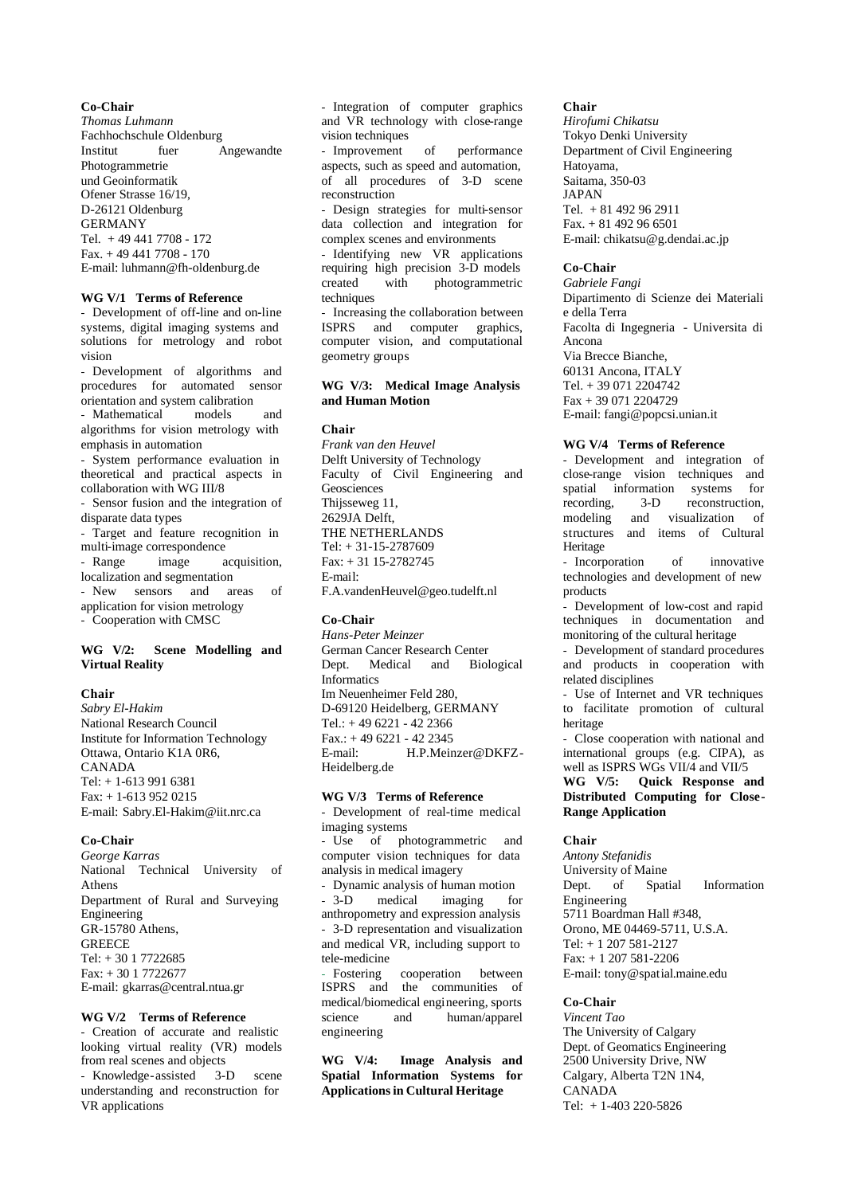**Co-Chair**

*Thomas Luhmann*
Fachhochschule Oldenburg
Institut fuer Angewandte Photogrammetrie
und Geoinformatik
Ofener Strasse 16/19,
D-26121 Oldenburg
GERMANY
Tel. + 49 441 7708 - 172
Fax. + 49 441 7708 - 170
E-mail: luhmann@fh-oldenburg.de

**WG V/1 Terms of Reference**

- Development of off-line and on-line systems, digital imaging systems and solutions for metrology and robot vision
- Development of algorithms and procedures for automated sensor orientation and system calibration
- Mathematical models and algorithms for vision metrology with emphasis in automation
- System performance evaluation in theoretical and practical aspects in collaboration with WG III/8
- Sensor fusion and the integration of disparate data types
- Target and feature recognition in multi-image correspondence
- Range image acquisition, localization and segmentation
- New sensors and areas of application for vision metrology
- Cooperation with CMSC

**WG V/2: Scene Modelling and Virtual Reality**

**Chair**

*Sabry El-Hakim*
National Research Council
Institute for Information Technology
Ottawa, Ontario K1A 0R6,
CANADA
Tel: + 1-613 991 6381
Fax: + 1-613 952 0215
E-mail: Sabry.El-Hakim@iit.nrc.ca

**Co-Chair**

*George Karras*
National Technical University of Athens
Department of Rural and Surveying Engineering
GR-15780 Athens,
GREECE
Tel: + 30 1 7722685
Fax: + 30 1 7722677
E-mail: gkarras@central.ntua.gr

**WG V/2 Terms of Reference**

- Creation of accurate and realistic looking virtual reality (VR) models from real scenes and objects
- Knowledge-assisted 3-D scene understanding and reconstruction for VR applications
- Integration of computer graphics and VR technology with close-range vision techniques
- Improvement of performance aspects, such as speed and automation, of all procedures of 3-D scene reconstruction
- Design strategies for multi-sensor data collection and integration for complex scenes and environments
- Identifying new VR applications requiring high precision 3-D models created with photogrammetric techniques
- Increasing the collaboration between ISPRS and computer graphics, computer vision, and computational geometry groups

**WG V/3: Medical Image Analysis and Human Motion**

**Chair**

*Frank van den Heuvel*
Delft University of Technology
Faculty of Civil Engineering and Geosciences
Thijsseweg 11,
2629JA Delft,
THE NETHERLANDS
Tel: + 31-15-2787609
Fax: + 31 15-2782745
E-mail:
F.A.vandenHeuvel@geo.tudelft.nl

**Co-Chair**

*Hans-Peter Meinzer*
German Cancer Research Center
Dept. Medical and Biological Informatics
Im Neuenheimer Feld 280,
D-69120 Heidelberg, GERMANY
Tel.: + 49 6221 - 42 2366
Fax.: + 49 6221 - 42 2345
E-mail: H.P.Meinzer@DKFZ-Heidelberg.de

**WG V/3 Terms of Reference**

- Development of real-time medical imaging systems
- Use of photogrammetric and computer vision techniques for data analysis in medical imagery
- Dynamic analysis of human motion
- 3-D medical imaging for anthropometry and expression analysis
- 3-D representation and visualization and medical VR, including support to tele-medicine
- Fostering cooperation between ISPRS and the communities of medical/biomedical engineering, sports science and human/apparel engineering

**WG V/4: Image Analysis and Spatial Information Systems for Applications in Cultural Heritage**

**Chair**

*Hirofumi Chikatsu*
Tokyo Denki University
Department of Civil Engineering
Hatoyama,
Saitama, 350-03
JAPAN
Tel. + 81 492 96 2911
Fax. + 81 492 96 6501
E-mail: chikatsu@g.dendai.ac.jp

**Co-Chair**

*Gabriele Fangi*
Dipartimento di Scienze dei Materiali e della Terra
Facolta di Ingegneria - Universita di Ancona
Via Brecce Bianche,
60131 Ancona, ITALY
Tel. + 39 071 2204742
Fax + 39 071 2204729
E-mail: fangi@popcsi.unian.it

**WG V/4 Terms of Reference**

- Development and integration of close-range vision techniques and spatial information systems for recording, 3-D reconstruction, modeling and visualization of structures and items of Cultural Heritage
- Incorporation of innovative technologies and development of new products
- Development of low-cost and rapid techniques in documentation and monitoring of the cultural heritage
- Development of standard procedures and products in cooperation with related disciplines
- Use of Internet and VR techniques to facilitate promotion of cultural heritage
- Close cooperation with national and international groups (e.g. CIPA), as well as ISPRS WGs VII/4 and VII/5

**WG V/5: Quick Response and Distributed Computing for Close-Range Application**

**Chair**

*Antony Stefanidis*
University of Maine
Dept. of Spatial Information Engineering
5711 Boardman Hall #348,
Orono, ME 04469-5711, U.S.A.
Tel: + 1 207 581-2127
Fax: + 1 207 581-2206
E-mail: tony@spatial.maine.edu

**Co-Chair**

*Vincent Tao*
The University of Calgary
Dept. of Geomatics Engineering
2500 University Drive, NW
Calgary, Alberta T2N 1N4,
CANADA
Tel: + 1-403 220-5826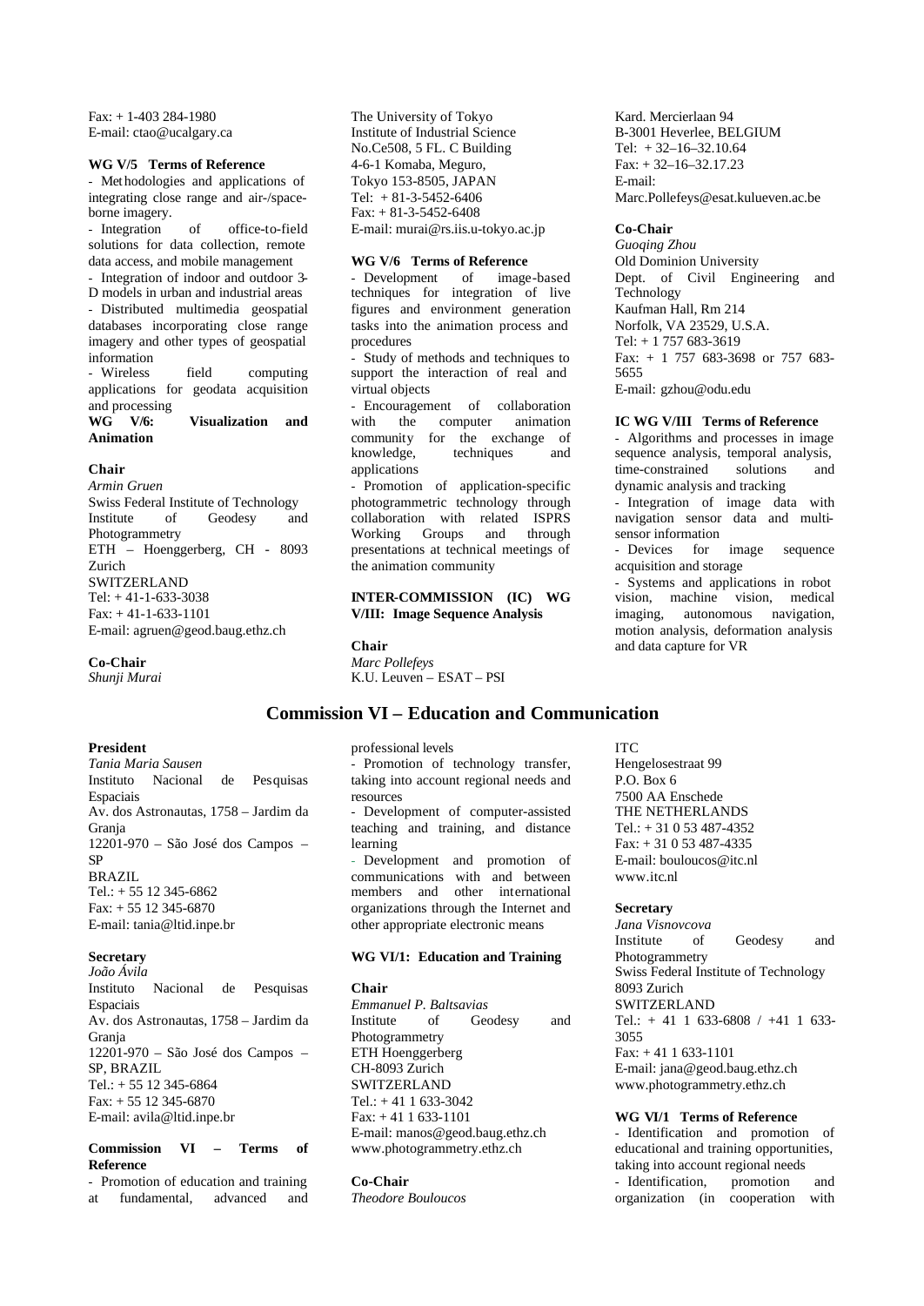Fax: + 1-403 284-1980
E-mail: ctao@ucalgary.ca

**WG V/5 Terms of Reference**

- Methodologies and applications of integrating close range and air-/space-borne imagery.
- Integration of office-to-field solutions for data collection, remote data access, and mobile management
- Integration of indoor and outdoor 3-D models in urban and industrial areas
- Distributed multimedia geospatial databases incorporating close range imagery and other types of geospatial information
- Wireless field computing applications for geodata acquisition and processing

**WG V/6: Visualization and Animation**

**Chair**
*Armin Gruen*
Swiss Federal Institute of Technology
Institute of Geodesy and Photogrammetry
ETH – Hoenggerberg, CH - 8093 Zurich
SWITZERLAND
Tel: + 41-1-633-3038
Fax: + 41-1-633-1101
E-mail: agruen@geod.baug.ethz.ch

**Co-Chair**
*Shunji Murai*
The University of Tokyo
Institute of Industrial Science
No.Ce508, 5 FL. C Building
4-6-1 Komaba, Meguro,
Tokyo 153-8505, JAPAN
Tel: + 81-3-5452-6406
Fax: + 81-3-5452-6408
E-mail: murai@rs.iis.u-tokyo.ac.jp

**WG V/6 Terms of Reference**

- Development of image-based techniques for integration of live figures and environment generation tasks into the animation process and procedures
- Study of methods and techniques to support the interaction of real and virtual objects
- Encouragement of collaboration with the computer animation community for the exchange of knowledge, techniques and applications
- Promotion of application-specific photogrammetric technology through collaboration with related ISPRS Working Groups and through presentations at technical meetings of the animation community

**INTER-COMMISSION (IC) WG V/III: Image Sequence Analysis**

**Chair**
*Marc Pollefeys*
K.U. Leuven – ESAT – PSI
Kard. Mercierlaan 94
B-3001 Heverlee, BELGIUM
Tel: + 32–16–32.10.64
Fax: + 32–16–32.17.23
E-mail: Marc.Pollefeys@esat.kulueven.ac.be

**Co-Chair**
*Guoqing Zhou*
Old Dominion University
Dept. of Civil Engineering and Technology
Kaufman Hall, Rm 214
Norfolk, VA 23529, U.S.A.
Tel: + 1 757 683-3619
Fax: + 1 757 683-3698 or 757 683-5655
E-mail: gzhou@odu.edu

**IC WG V/III Terms of Reference**

- Algorithms and processes in image sequence analysis, temporal analysis, time-constrained solutions and dynamic analysis and tracking
- Integration of image data with navigation sensor data and multi-sensor information
- Devices for image sequence acquisition and storage
- Systems and applications in robot vision, machine vision, medical imaging, autonomous navigation, motion analysis, deformation analysis and data capture for VR

## Commission VI – Education and Communication

**President**
*Tania Maria Sausen*
Instituto Nacional de Pesquisas Espaciais
Av. dos Astronautas, 1758 – Jardim da Granja
12201-970 – São José dos Campos – SP
BRAZIL
Tel.: + 55 12 345-6862
Fax: + 55 12 345-6870
E-mail: tania@ltid.inpe.br

**Secretary**
*João Ávila*
Instituto Nacional de Pesquisas Espaciais
Av. dos Astronautas, 1758 – Jardim da Granja
12201-970 – São José dos Campos – SP, BRAZIL
Tel.: + 55 12 345-6864
Fax: + 55 12 345-6870
E-mail: avila@ltid.inpe.br

**Commission VI – Terms of Reference**

- Promotion of education and training at fundamental, advanced and professional levels
- Promotion of technology transfer, taking into account regional needs and resources
- Development of computer-assisted teaching and training, and distance learning
- Development and promotion of communications with and between members and other international organizations through the Internet and other appropriate electronic means

**WG VI/1: Education and Training**

**Chair**
*Emmanuel P. Baltsavias*
Institute of Geodesy and Photogrammetry
ETH Hoenggerberg
CH-8093 Zurich
SWITZERLAND
Tel.: + 41 1 633-3042
Fax: + 41 1 633-1101
E-mail: manos@geod.baug.ethz.ch
www.photogrammetry.ethz.ch

**Co-Chair**
*Theodore Bouloucos*
ITC
Hengelosestraat 99
P.O. Box 6
7500 AA Enschede
THE NETHERLANDS
Tel.: + 31 0 53 487-4352
Fax: + 31 0 53 487-4335
E-mail: bouloucos@itc.nl
www.itc.nl

**Secretary**
*Jana Visnovcova*
Institute of Geodesy and Photogrammetry
Swiss Federal Institute of Technology
8093 Zurich
SWITZERLAND
Tel.: + 41 1 633-6808 / +41 1 633-3055
Fax: + 41 1 633-1101
E-mail: jana@geod.baug.ethz.ch
www.photogrammetry.ethz.ch

**WG VI/1 Terms of Reference**

- Identification and promotion of educational and training opportunities, taking into account regional needs
- Identification, promotion and organization (in cooperation with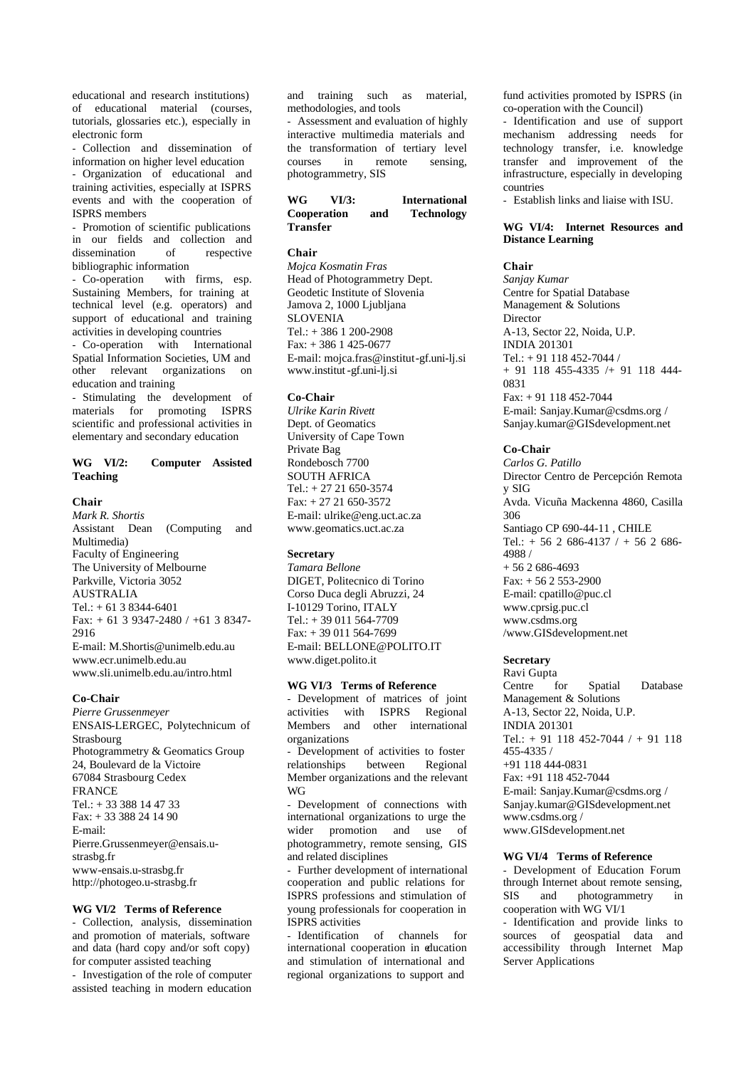educational and research institutions) of educational material (courses, tutorials, glossaries etc.), especially in electronic form

- Collection and dissemination of information on higher level education
- Organization of educational and training activities, especially at ISPRS events and with the cooperation of ISPRS members
- Promotion of scientific publications in our fields and collection and dissemination of respective bibliographic information
- Co-operation with firms, esp. Sustaining Members, for training at technical level (e.g. operators) and support of educational and training activities in developing countries
- Co-operation with International Spatial Information Societies, UM and other relevant organizations on education and training
- Stimulating the development of materials for promoting ISPRS scientific and professional activities in elementary and secondary education

**WG VI/2: Computer Assisted Teaching**

**Chair**

*Mark R. Shortis*
Assistant Dean (Computing and Multimedia)
Faculty of Engineering
The University of Melbourne
Parkville, Victoria 3052
AUSTRALIA
Tel.: + 61 3 8344-6401
Fax: + 61 3 9347-2480 / +61 3 8347-2916
E-mail: M.Shortis@unimelb.edu.au
www.ecr.unimelb.edu.au
www.sli.unimelb.edu.au/intro.html

**Co-Chair**

*Pierre Grussenmeyer*
ENSAIS-LERGEC, Polytechnicum of Strasbourg
Photogrammetry & Geomatics Group
24, Boulevard de la Victoire
67084 Strasbourg Cedex
FRANCE
Tel.: + 33 388 14 47 33
Fax: + 33 388 24 14 90
E-mail: Pierre.Grussenmeyer@ensais.u-strasbg.fr
www-ensais.u-strasbg.fr
http://photogeo.u-strasbg.fr

**WG VI/2 Terms of Reference**

- Collection, analysis, dissemination and promotion of materials, software and data (hard copy and/or soft copy) for computer assisted teaching
- Investigation of the role of computer assisted teaching in modern education and training such as material, methodologies, and tools
- Assessment and evaluation of highly interactive multimedia materials and the transformation of tertiary level courses in remote sensing, photogrammetry, SIS

**WG VI/3: International Cooperation and Technology Transfer**

**Chair**

*Mojca Kosmatin Fras*
Head of Photogrammetry Dept.
Geodetic Institute of Slovenia
Jamova 2, 1000 Ljubljana
SLOVENIA
Tel.: + 386 1 200-2908
Fax: + 386 1 425-0677
E-mail: mojca.fras@institut-gf.uni-lj.si
www.institut-gf.uni-lj.si

**Co-Chair**

*Ulrike Karin Rivett*
Dept. of Geomatics
University of Cape Town
Private Bag
Rondebosch 7700
SOUTH AFRICA
Tel.: + 27 21 650-3574
Fax: + 27 21 650-3572
E-mail: ulrike@eng.uct.ac.za
www.geomatics.uct.ac.za

**Secretary**

*Tamara Bellone*
DIGET, Politecnico di Torino
Corso Duca degli Abruzzi, 24
I-10129 Torino, ITALY
Tel.: + 39 011 564-7709
Fax: + 39 011 564-7699
E-mail: BELLONE@POLITO.IT
www.diget.polito.it

**WG VI/3 Terms of Reference**

- Development of matrices of joint activities with ISPRS Regional Members and other international organizations
- Development of activities to foster relationships between Regional Member organizations and the relevant WG
- Development of connections with international organizations to urge the wider promotion and use of photogrammetry, remote sensing, GIS and related disciplines
- Further development of international cooperation and public relations for ISPRS professions and stimulation of young professionals for cooperation in ISPRS activities
- Identification of channels for international cooperation in education and stimulation of international and regional organizations to support and fund activities promoted by ISPRS (in co-operation with the Council)
- Identification and use of support mechanism addressing needs for technology transfer, i.e. knowledge transfer and improvement of the infrastructure, especially in developing countries
- Establish links and liaise with ISU.

**WG VI/4: Internet Resources and Distance Learning**

**Chair**

*Sanjay Kumar*
Centre for Spatial Database Management & Solutions
Director
A-13, Sector 22, Noida, U.P.
INDIA 201301
Tel.: + 91 118 452-7044 / + 91 118 455-4335 /+ 91 118 444-0831
Fax: + 91 118 452-7044
E-mail: Sanjay.Kumar@csdms.org / Sanjay.kumar@GISdevelopment.net

**Co-Chair**

*Carlos G. Patillo*
Director Centro de Percepción Remota y SIG
Avda. Vicuña Mackenna 4860, Casilla 306
Santiago CP 690-44-11 , CHILE
Tel.: + 56 2 686-4137 / + 56 2 686-4988 /
+ 56 2 686-4693
Fax: + 56 2 553-2900
E-mail: cpatillo@puc.cl
www.cprsig.puc.cl
www.csdms.org
/www.GISdevelopment.net

**Secretary**

Ravi Gupta
Centre for Spatial Database Management & Solutions
A-13, Sector 22, Noida, U.P.
INDIA 201301
Tel.: + 91 118 452-7044 / + 91 118 455-4335 /
+91 118 444-0831
Fax: +91 118 452-7044
E-mail: Sanjay.Kumar@csdms.org / Sanjay.kumar@GISdevelopment.net
www.csdms.org /
www.GISdevelopment.net

**WG VI/4 Terms of Reference**

- Development of Education Forum through Internet about remote sensing, SIS and photogrammetry in cooperation with WG VI/1
- Identification and provide links to sources of geospatial data and accessibility through Internet Map Server Applications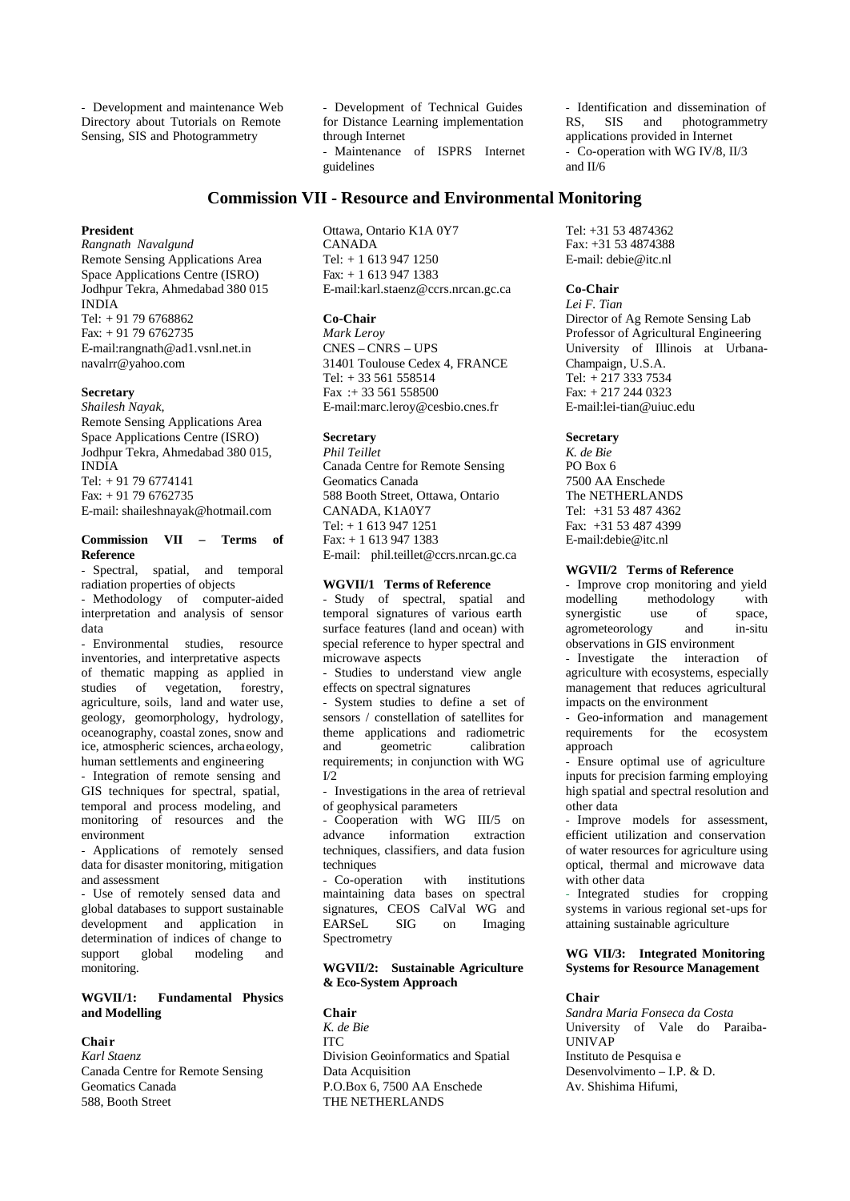- Development and maintenance Web Directory about Tutorials on Remote Sensing, SIS and Photogrammetry

- Development of Technical Guides for Distance Learning implementation through Internet
- Maintenance of ISPRS Internet guidelines

- Identification and dissemination of RS, SIS and photogrammetry applications provided in Internet
- Co-operation with WG IV/8, II/3 and II/6

## Commission VII - Resource and Environmental Monitoring

**President**
*Rangnath Navalgund*
Remote Sensing Applications Area
Space Applications Centre (ISRO)
Jodhpur Tekra, Ahmedabad 380 015
INDIA
Tel: + 91 79 6768862
Fax: + 91 79 6762735
E-mail:rangnath@ad1.vsnl.net.in
navalrr@yahoo.com

**Secretary**
*Shailesh Nayak,*
Remote Sensing Applications Area
Space Applications Centre (ISRO)
Jodhpur Tekra, Ahmedabad 380 015, INDIA
Tel: + 91 79 6774141
Fax: + 91 79 6762735
E-mail: shaileshnayak@hotmail.com

**Commission VII – Terms of Reference**

- Spectral, spatial, and temporal radiation properties of objects
- Methodology of computer-aided interpretation and analysis of sensor data
- Environmental studies, resource inventories, and interpretative aspects of thematic mapping as applied in studies of vegetation, forestry, agriculture, soils, land and water use, geology, geomorphology, hydrology, oceanography, coastal zones, snow and ice, atmospheric sciences, archaeology, human settlements and engineering
- Integration of remote sensing and GIS techniques for spectral, spatial, temporal and process modeling, and monitoring of resources and the environment
- Applications of remotely sensed data for disaster monitoring, mitigation and assessment
- Use of remotely sensed data and global databases to support sustainable development and application in determination of indices of change to support global modeling and monitoring.

**WGVII/1: Fundamental Physics and Modelling**

**Chair**
*Karl Staenz*
Canada Centre for Remote Sensing
Geomatics Canada
588, Booth Street
Ottawa, Ontario K1A 0Y7
CANADA
Tel: + 1 613 947 1250
Fax: + 1 613 947 1383
E-mail:karl.staenz@ccrs.nrcan.gc.ca

**Co-Chair**
*Mark Leroy*
CNES – CNRS – UPS
31401 Toulouse Cedex 4, FRANCE
Tel: + 33 561 558514
Fax :+ 33 561 558500
E-mail:marc.leroy@cesbio.cnes.fr

**Secretary**
*Phil Teillet*
Canada Centre for Remote Sensing
Geomatics Canada
588 Booth Street, Ottawa, Ontario
CANADA, K1A0Y7
Tel: + 1 613 947 1251
Fax: + 1 613 947 1383
E-mail: phil.teillet@ccrs.nrcan.gc.ca

**WGVII/1 Terms of Reference**

- Study of spectral, spatial and temporal signatures of various earth surface features (land and ocean) with special reference to hyper spectral and microwave aspects
- Studies to understand view angle effects on spectral signatures
- System studies to define a set of sensors / constellation of satellites for theme applications and radiometric and geometric calibration requirements; in conjunction with WG I/2
- Investigations in the area of retrieval of geophysical parameters
- Cooperation with WG III/5 on advance information extraction techniques, classifiers, and data fusion techniques
- Co-operation with institutions maintaining data bases on spectral signatures, CEOS CalVal WG and EARSeL SIG on Imaging Spectrometry

**WGVII/2: Sustainable Agriculture & Eco-System Approach**

**Chair**
*K. de Bie*
ITC
Division Geoinformatics and Spatial Data Acquisition
P.O.Box 6, 7500 AA Enschede
THE NETHERLANDS
Tel: +31 53 4874362
Fax: +31 53 4874388
E-mail: debie@itc.nl

**Co-Chair**
*Lei F. Tian*
Director of Ag Remote Sensing Lab
Professor of Agricultural Engineering
University of Illinois at Urbana-Champaign, U.S.A.
Tel: + 217 333 7534
Fax: + 217 244 0323
E-mail:lei-tian@uiuc.edu

**Secretary**
*K. de Bie*
PO Box 6
7500 AA Enschede
The NETHERLANDS
Tel: +31 53 487 4362
Fax: +31 53 487 4399
E-mail:debie@itc.nl

**WGVII/2 Terms of Reference**

- Improve crop monitoring and yield modelling methodology with synergistic use of space, agrometeorology and in-situ observations in GIS environment
- Investigate the interaction of agriculture with ecosystems, especially management that reduces agricultural impacts on the environment
- Geo-information and management requirements for the ecosystem approach
- Ensure optimal use of agriculture inputs for precision farming employing high spatial and spectral resolution and other data
- Improve models for assessment, efficient utilization and conservation of water resources for agriculture using optical, thermal and microwave data with other data
- Integrated studies for cropping systems in various regional set-ups for attaining sustainable agriculture

**WG VII/3: Integrated Monitoring Systems for Resource Management**

**Chair**
*Sandra Maria Fonseca da Costa*
University of Vale do Paraiba-UNIVAP
Instituto de Pesquisa e Desenvolvimento – I.P. & D.
Av. Shishima Hifumi,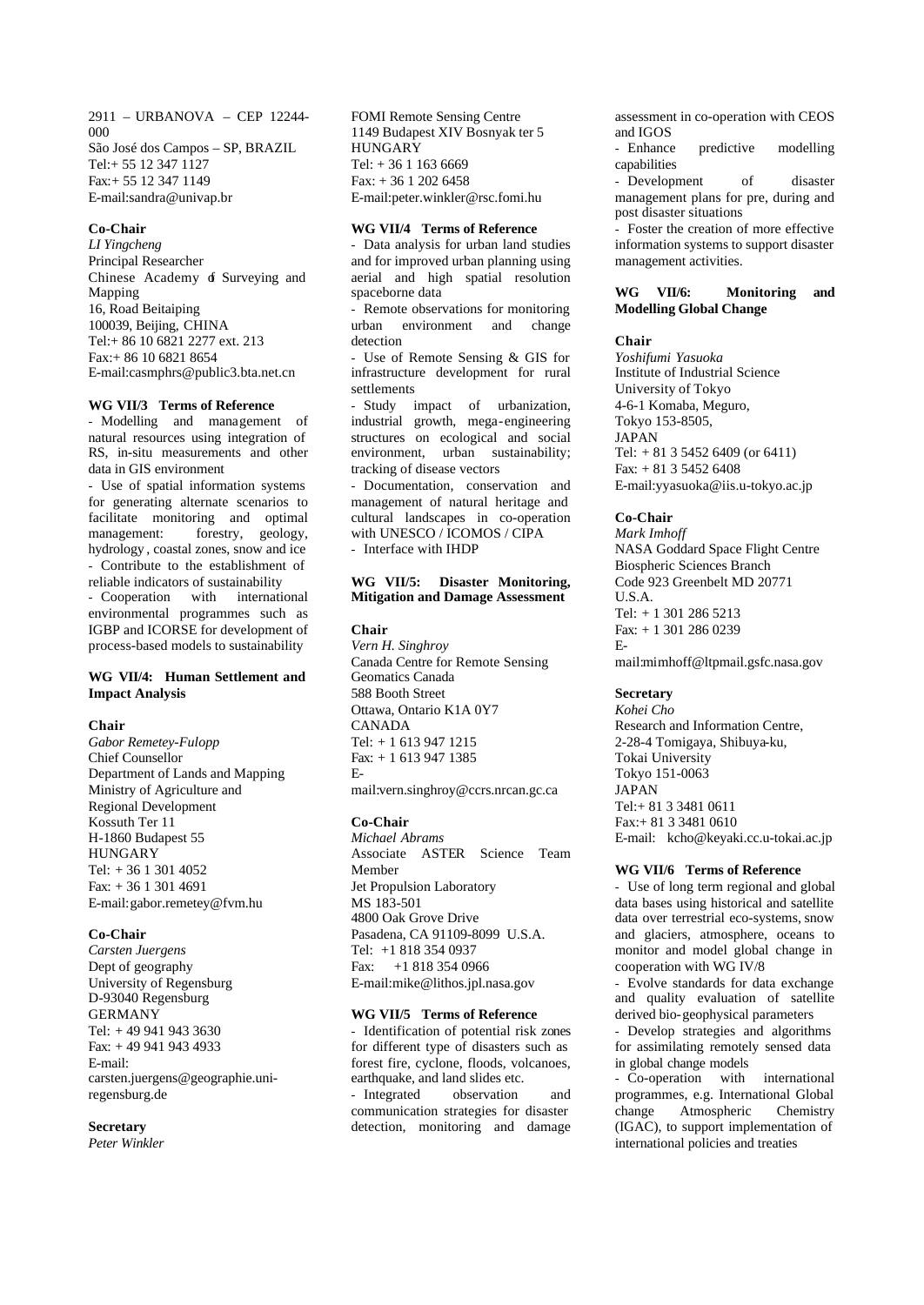2911 – URBANOVA – CEP 12244-000
São José dos Campos – SP, BRAZIL
Tel:+ 55 12 347 1127
Fax:+ 55 12 347 1149
E-mail:sandra@univap.br

**Co-Chair**
*LI Yingcheng*
Principal Researcher
Chinese Academy of Surveying and Mapping
16, Road Beitaiping
100039, Beijing, CHINA
Tel:+ 86 10 6821 2277 ext. 213
Fax:+ 86 10 6821 8654
E-mail:casmphrs@public3.bta.net.cn

**WG VII/3 Terms of Reference**

- Modelling and management of natural resources using integration of RS, in-situ measurements and other data in GIS environment
- Use of spatial information systems for generating alternate scenarios to facilitate monitoring and optimal management: forestry, geology, hydrology, coastal zones, snow and ice
- Contribute to the establishment of reliable indicators of sustainability
- Cooperation with international environmental programmes such as IGBP and ICORSE for development of process-based models to sustainability

**WG VII/4: Human Settlement and Impact Analysis**

**Chair**
*Gabor Remetey-Fulopp*
Chief Counsellor
Department of Lands and Mapping
Ministry of Agriculture and Regional Development
Kossuth Ter 11
H-1860 Budapest 55
HUNGARY
Tel: + 36 1 301 4052
Fax: + 36 1 301 4691
E-mail: gabor.remetey@fvm.hu

**Co-Chair**
*Carsten Juergens*
Dept of geography
University of Regensburg
D-93040 Regensburg
GERMANY
Tel: + 49 941 943 3630
Fax: + 49 941 943 4933
E-mail:
carsten.juergens@geographie.uni-regensburg.de

**Secretary**
*Peter Winkler*
FOMI Remote Sensing Centre
1149 Budapest XIV Bosnyak ter 5
HUNGARY
Tel: + 36 1 163 6669
Fax: + 36 1 202 6458
E-mail:peter.winkler@rsc.fomi.hu

**WG VII/4 Terms of Reference**

- Data analysis for urban land studies and for improved urban planning using aerial and high spatial resolution spaceborne data
- Remote observations for monitoring urban environment and change detection
- Use of Remote Sensing & GIS for infrastructure development for rural settlements
- Study impact of urbanization, industrial growth, mega-engineering structures on ecological and social environment, urban sustainability; tracking of disease vectors
- Documentation, conservation and management of natural heritage and cultural landscapes in co-operation with UNESCO / ICOMOS / CIPA
- Interface with IHDP

**WG VII/5: Disaster Monitoring, Mitigation and Damage Assessment**

**Chair**
*Vern H. Singhroy*
Canada Centre for Remote Sensing
Geomatics Canada
588 Booth Street
Ottawa, Ontario K1A 0Y7
CANADA
Tel: + 1 613 947 1215
Fax: + 1 613 947 1385
E-mail:vern.singhroy@ccrs.nrcan.gc.ca

**Co-Chair**
*Michael Abrams*
Associate ASTER Science Team Member
Jet Propulsion Laboratory
MS 183-501
4800 Oak Grove Drive
Pasadena, CA 91109-8099 U.S.A.
Tel: +1 818 354 0937
Fax: +1 818 354 0966
E-mail:mike@lithos.jpl.nasa.gov

**WG VII/5 Terms of Reference**

- Identification of potential risk zones for different type of disasters such as forest fire, cyclone, floods, volcanoes, earthquake, and land slides etc.
- Integrated observation and communication strategies for disaster detection, monitoring and damage assessment in co-operation with CEOS and IGOS
- Enhance predictive modelling capabilities
- Development of disaster management plans for pre, during and post disaster situations
- Foster the creation of more effective information systems to support disaster management activities.

**WG VII/6: Monitoring and Modelling Global Change**

**Chair**
*Yoshifumi Yasuoka*
Institute of Industrial Science
University of Tokyo
4-6-1 Komaba, Meguro,
Tokyo 153-8505,
JAPAN
Tel: + 81 3 5452 6409 (or 6411)
Fax: + 81 3 5452 6408
E-mail:yyasuoka@iis.u-tokyo.ac.jp

**Co-Chair**
*Mark Imhoff*
NASA Goddard Space Flight Centre
Biospheric Sciences Branch
Code 923 Greenbelt MD 20771
U.S.A.
Tel: + 1 301 286 5213
Fax: + 1 301 286 0239
E-mail:mimhoff@ltpmail.gsfc.nasa.gov

**Secretary**
*Kohei Cho*
Research and Information Centre,
2-28-4 Tomigaya, Shibuya-ku,
Tokai University
Tokyo 151-0063
JAPAN
Tel:+ 81 3 3481 0611
Fax:+ 81 3 3481 0610
E-mail: kcho@keyaki.cc.u-tokai.ac.jp

**WG VII/6 Terms of Reference**

- Use of long term regional and global data bases using historical and satellite data over terrestrial eco-systems, snow and glaciers, atmosphere, oceans to monitor and model global change in cooperation with WG IV/8
- Evolve standards for data exchange and quality evaluation of satellite derived bio-geophysical parameters
- Develop strategies and algorithms for assimilating remotely sensed data in global change models
- Co-operation with international programmes, e.g. International Global change Atmospheric Chemistry (IGAC), to support implementation of international policies and treaties